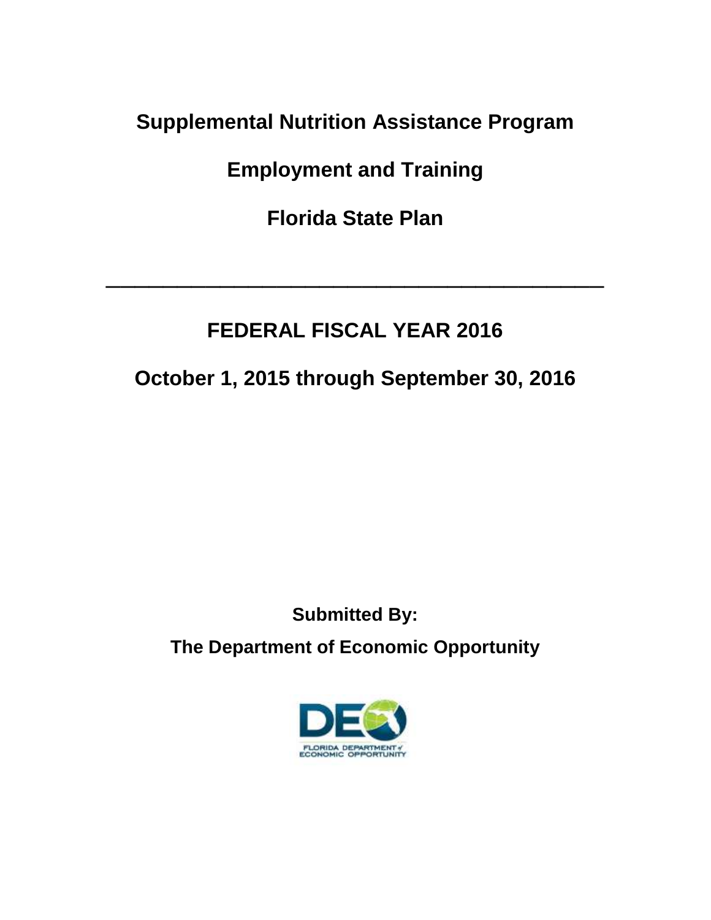# Supplemental Nutrition Assistance Program

# Employment and Training

# Florida State Plan

---

## FEDERAL FISCAL YEAR 2016

## October 1, 2015 through September 30, 2016

**Submitted By:**

**The Department of Economic Opportunity**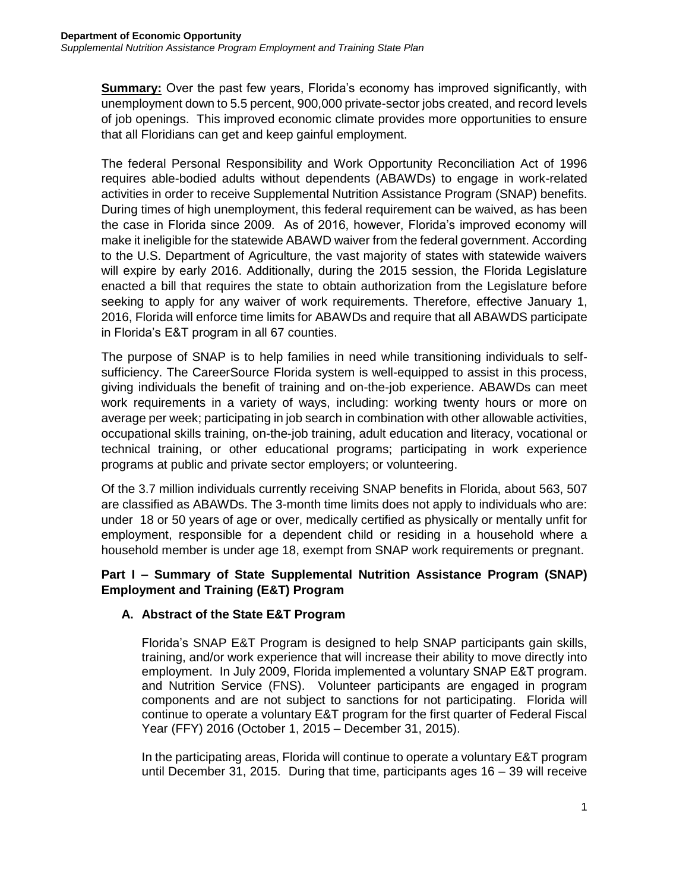**Summary:** Over the past few years, Florida's economy has improved significantly, with unemployment down to 5.5 percent, 900,000 private-sector jobs created, and record levels of job openings. This improved economic climate provides more opportunities to ensure that all Floridians can get and keep gainful employment.

The federal Personal Responsibility and Work Opportunity Reconciliation Act of 1996 requires able-bodied adults without dependents (ABAWDs) to engage in work-related activities in order to receive Supplemental Nutrition Assistance Program (SNAP) benefits. During times of high unemployment, this federal requirement can be waived, as has been the case in Florida since 2009. As of 2016, however, Florida's improved economy will make it ineligible for the statewide ABAWD waiver from the federal government. According to the U.S. Department of Agriculture, the vast majority of states with statewide waivers will expire by early 2016. Additionally, during the 2015 session, the Florida Legislature enacted a bill that requires the state to obtain authorization from the Legislature before seeking to apply for any waiver of work requirements. Therefore, effective January 1, 2016, Florida will enforce time limits for ABAWDs and require that all ABAWDS participate in Florida's E&T program in all 67 counties.

The purpose of SNAP is to help families in need while transitioning individuals to self-sufficiency. The CareerSource Florida system is well-equipped to assist in this process, giving individuals the benefit of training and on-the-job experience. ABAWDs can meet work requirements in a variety of ways, including: working twenty hours or more on average per week; participating in job search in combination with other allowable activities, occupational skills training, on-the-job training, adult education and literacy, vocational or technical training, or other educational programs; participating in work experience programs at public and private sector employers; or volunteering.

Of the 3.7 million individuals currently receiving SNAP benefits in Florida, about 563, 507 are classified as ABAWDs. The 3-month time limits does not apply to individuals who are: under 18 or 50 years of age or over, medically certified as physically or mentally unfit for employment, responsible for a dependent child or residing in a household where a household member is under age 18, exempt from SNAP work requirements or pregnant.

## Part I – Summary of State Supplemental Nutrition Assistance Program (SNAP) Employment and Training (E&T) Program

### A. Abstract of the State E&T Program

Florida's SNAP E&T Program is designed to help SNAP participants gain skills, training, and/or work experience that will increase their ability to move directly into employment. In July 2009, Florida implemented a voluntary SNAP E&T program. and Nutrition Service (FNS). Volunteer participants are engaged in program components and are not subject to sanctions for not participating. Florida will continue to operate a voluntary E&T program for the first quarter of Federal Fiscal Year (FFY) 2016 (October 1, 2015 – December 31, 2015).

In the participating areas, Florida will continue to operate a voluntary E&T program until December 31, 2015. During that time, participants ages 16 – 39 will receive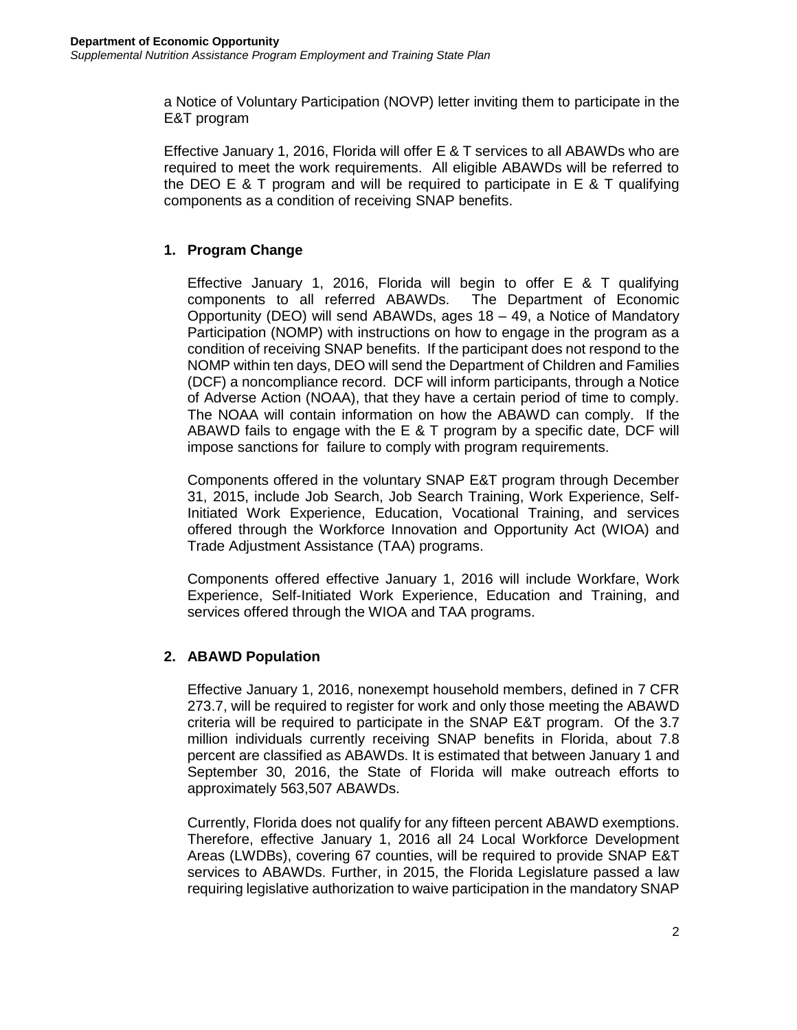a Notice of Voluntary Participation (NOVP) letter inviting them to participate in the E&T program

Effective January 1, 2016, Florida will offer E & T services to all ABAWDs who are required to meet the work requirements. All eligible ABAWDs will be referred to the DEO E & T program and will be required to participate in E & T qualifying components as a condition of receiving SNAP benefits.

### 1. Program Change

Effective January 1, 2016, Florida will begin to offer E & T qualifying components to all referred ABAWDs. The Department of Economic Opportunity (DEO) will send ABAWDs, ages 18 – 49, a Notice of Mandatory Participation (NOMP) with instructions on how to engage in the program as a condition of receiving SNAP benefits. If the participant does not respond to the NOMP within ten days, DEO will send the Department of Children and Families (DCF) a noncompliance record. DCF will inform participants, through a Notice of Adverse Action (NOAA), that they have a certain period of time to comply. The NOAA will contain information on how the ABAWD can comply. If the ABAWD fails to engage with the E & T program by a specific date, DCF will impose sanctions for failure to comply with program requirements.

Components offered in the voluntary SNAP E&T program through December 31, 2015, include Job Search, Job Search Training, Work Experience, Self-Initiated Work Experience, Education, Vocational Training, and services offered through the Workforce Innovation and Opportunity Act (WIOA) and Trade Adjustment Assistance (TAA) programs.

Components offered effective January 1, 2016 will include Workfare, Work Experience, Self-Initiated Work Experience, Education and Training, and services offered through the WIOA and TAA programs.

### 2. ABAWD Population

Effective January 1, 2016, nonexempt household members, defined in 7 CFR 273.7, will be required to register for work and only those meeting the ABAWD criteria will be required to participate in the SNAP E&T program. Of the 3.7 million individuals currently receiving SNAP benefits in Florida, about 7.8 percent are classified as ABAWDs. It is estimated that between January 1 and September 30, 2016, the State of Florida will make outreach efforts to approximately 563,507 ABAWDs.

Currently, Florida does not qualify for any fifteen percent ABAWD exemptions. Therefore, effective January 1, 2016 all 24 Local Workforce Development Areas (LWDBs), covering 67 counties, will be required to provide SNAP E&T services to ABAWDs. Further, in 2015, the Florida Legislature passed a law requiring legislative authorization to waive participation in the mandatory SNAP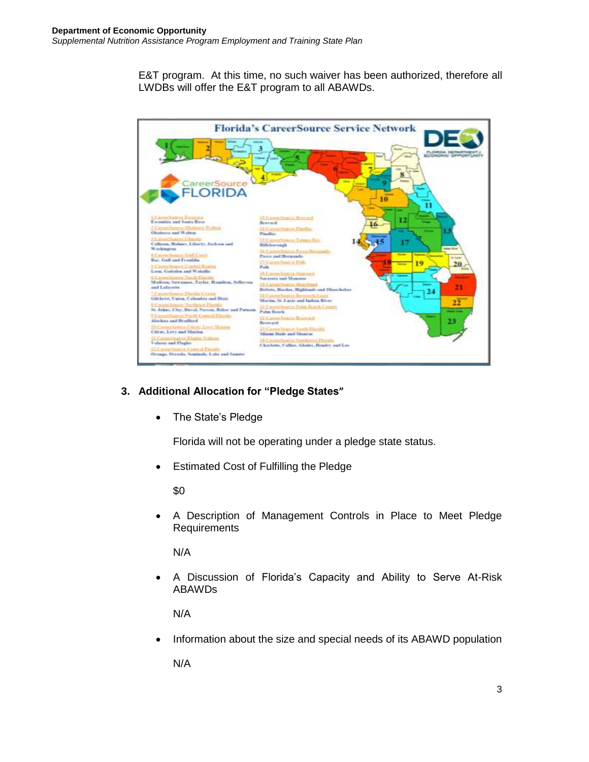E&T program. At this time, no such waiver has been authorized, therefore all LWDBs will offer the E&T program to all ABAWDs.

### 3. Additional Allocation for "Pledge States"

- The State's Pledge

  Florida will not be operating under a pledge state status.

- Estimated Cost of Fulfilling the Pledge

  $0

- A Description of Management Controls in Place to Meet Pledge Requirements

  N/A

- A Discussion of Florida's Capacity and Ability to Serve At-Risk ABAWDs

  N/A

- Information about the size and special needs of its ABAWD population

  N/A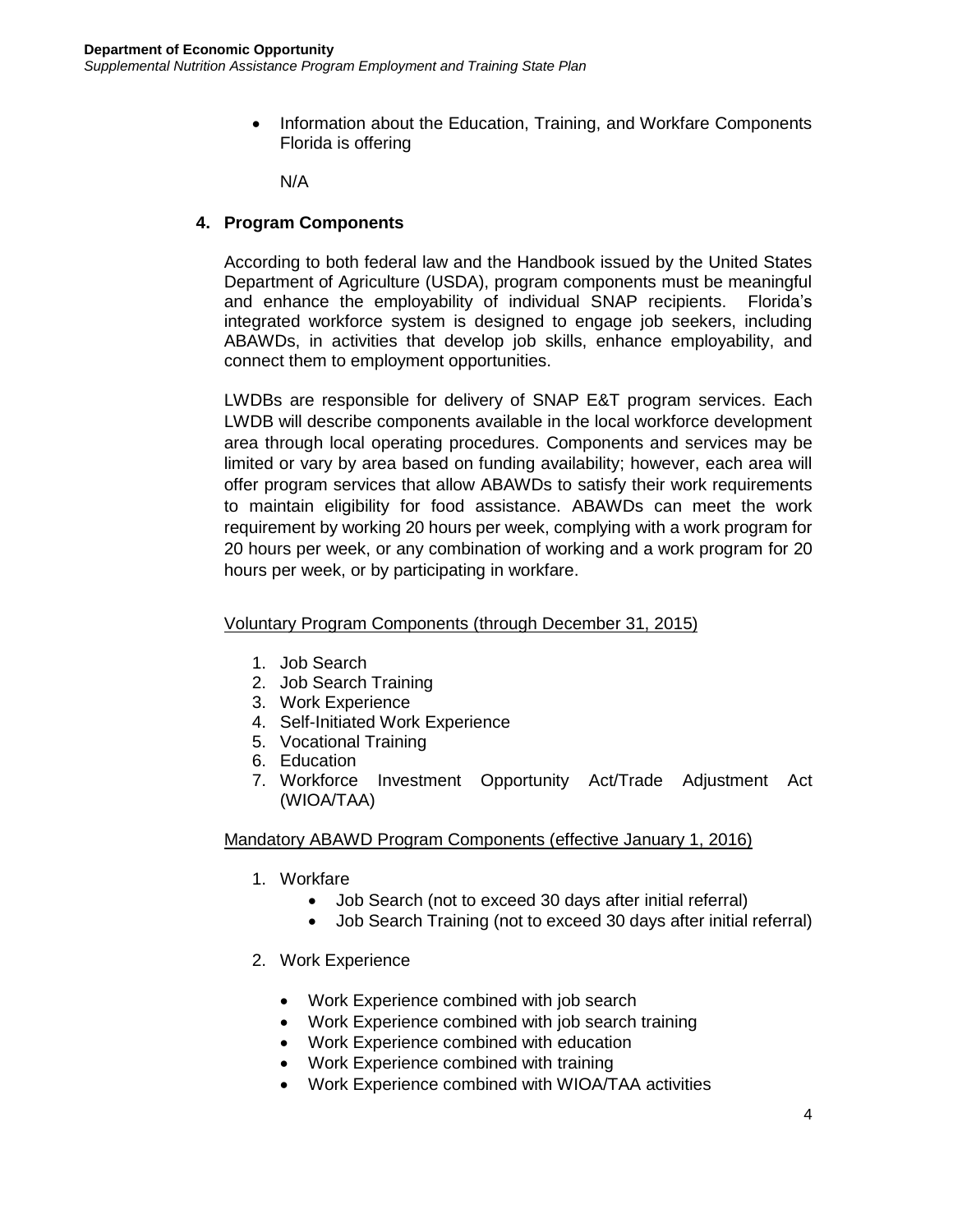- Information about the Education, Training, and Workfare Components Florida is offering

  N/A

## 4. Program Components

According to both federal law and the Handbook issued by the United States Department of Agriculture (USDA), program components must be meaningful and enhance the employability of individual SNAP recipients. Florida's integrated workforce system is designed to engage job seekers, including ABAWDs, in activities that develop job skills, enhance employability, and connect them to employment opportunities.

LWDBs are responsible for delivery of SNAP E&T program services. Each LWDB will describe components available in the local workforce development area through local operating procedures. Components and services may be limited or vary by area based on funding availability; however, each area will offer program services that allow ABAWDs to satisfy their work requirements to maintain eligibility for food assistance. ABAWDs can meet the work requirement by working 20 hours per week, complying with a work program for 20 hours per week, or any combination of working and a work program for 20 hours per week, or by participating in workfare.

<u>Voluntary Program Components (through December 31, 2015)</u>

1. Job Search
2. Job Search Training
3. Work Experience
4. Self-Initiated Work Experience
5. Vocational Training
6. Education
7. Workforce Investment Opportunity Act/Trade Adjustment Act (WIOA/TAA)

<u>Mandatory ABAWD Program Components (effective January 1, 2016)</u>

1. Workfare
   - Job Search (not to exceed 30 days after initial referral)
   - Job Search Training (not to exceed 30 days after initial referral)

2. Work Experience
   - Work Experience combined with job search
   - Work Experience combined with job search training
   - Work Experience combined with education
   - Work Experience combined with training
   - Work Experience combined with WIOA/TAA activities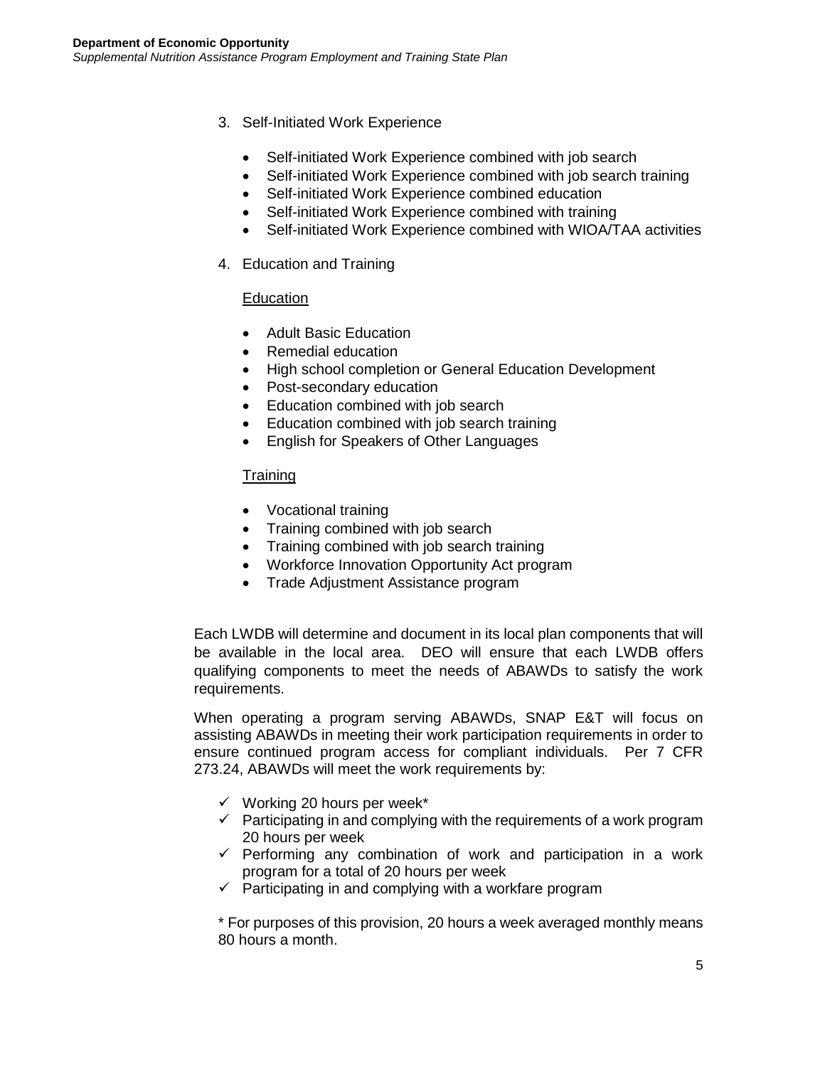3. Self-Initiated Work Experience

    - Self-initiated Work Experience combined with job search
    - Self-initiated Work Experience combined with job search training
    - Self-initiated Work Experience combined education
    - Self-initiated Work Experience combined with training
    - Self-initiated Work Experience combined with WIOA/TAA activities

4. Education and Training

    <u>Education</u>

    - Adult Basic Education
    - Remedial education
    - High school completion or General Education Development
    - Post-secondary education
    - Education combined with job search
    - Education combined with job search training
    - English for Speakers of Other Languages

    <u>Training</u>

    - Vocational training
    - Training combined with job search
    - Training combined with job search training
    - Workforce Innovation Opportunity Act program
    - Trade Adjustment Assistance program

Each LWDB will determine and document in its local plan components that will be available in the local area. DEO will ensure that each LWDB offers qualifying components to meet the needs of ABAWDs to satisfy the work requirements.

When operating a program serving ABAWDs, SNAP E&T will focus on assisting ABAWDs in meeting their work participation requirements in order to ensure continued program access for compliant individuals. Per 7 CFR 273.24, ABAWDs will meet the work requirements by:

- ✓ Working 20 hours per week*
- ✓ Participating in and complying with the requirements of a work program 20 hours per week
- ✓ Performing any combination of work and participation in a work program for a total of 20 hours per week
- ✓ Participating in and complying with a workfare program

* For purposes of this provision, 20 hours a week averaged monthly means 80 hours a month.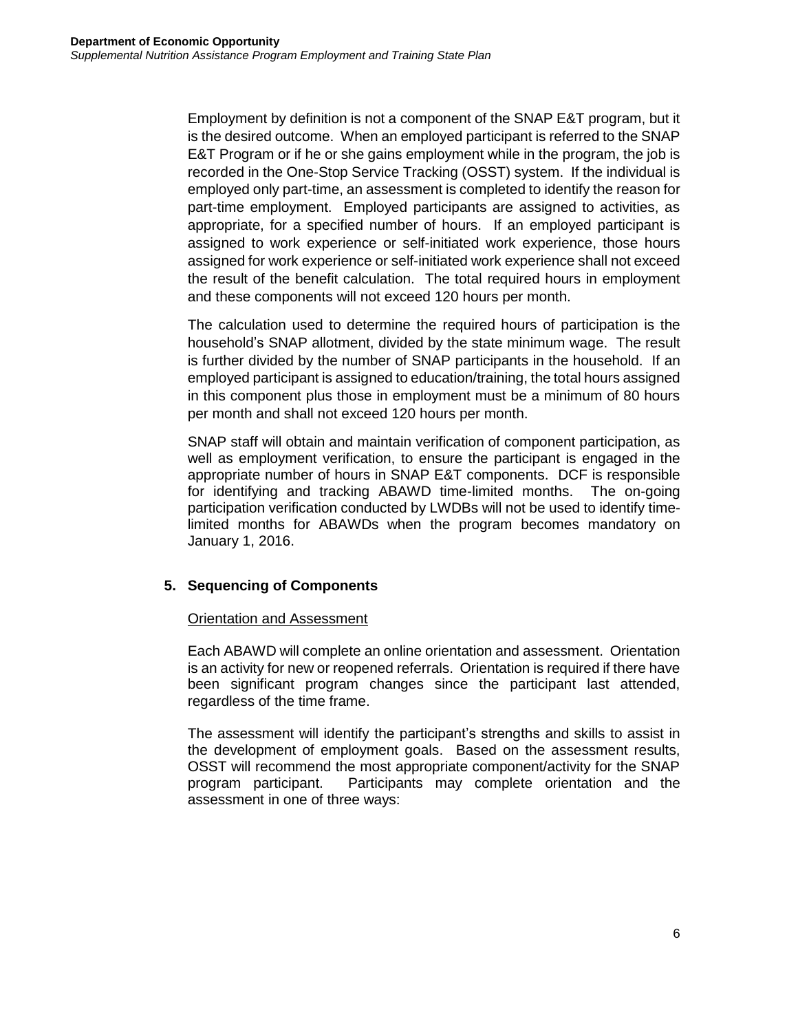Employment by definition is not a component of the SNAP E&T program, but it is the desired outcome. When an employed participant is referred to the SNAP E&T Program or if he or she gains employment while in the program, the job is recorded in the One-Stop Service Tracking (OSST) system. If the individual is employed only part-time, an assessment is completed to identify the reason for part-time employment. Employed participants are assigned to activities, as appropriate, for a specified number of hours. If an employed participant is assigned to work experience or self-initiated work experience, those hours assigned for work experience or self-initiated work experience shall not exceed the result of the benefit calculation. The total required hours in employment and these components will not exceed 120 hours per month.

The calculation used to determine the required hours of participation is the household's SNAP allotment, divided by the state minimum wage. The result is further divided by the number of SNAP participants in the household. If an employed participant is assigned to education/training, the total hours assigned in this component plus those in employment must be a minimum of 80 hours per month and shall not exceed 120 hours per month.

SNAP staff will obtain and maintain verification of component participation, as well as employment verification, to ensure the participant is engaged in the appropriate number of hours in SNAP E&T components. DCF is responsible for identifying and tracking ABAWD time-limited months. The on-going participation verification conducted by LWDBs will not be used to identify time-limited months for ABAWDs when the program becomes mandatory on January 1, 2016.

### 5. Sequencing of Components

Orientation and Assessment

Each ABAWD will complete an online orientation and assessment. Orientation is an activity for new or reopened referrals. Orientation is required if there have been significant program changes since the participant last attended, regardless of the time frame.

The assessment will identify the participant's strengths and skills to assist in the development of employment goals. Based on the assessment results, OSST will recommend the most appropriate component/activity for the SNAP program participant. Participants may complete orientation and the assessment in one of three ways: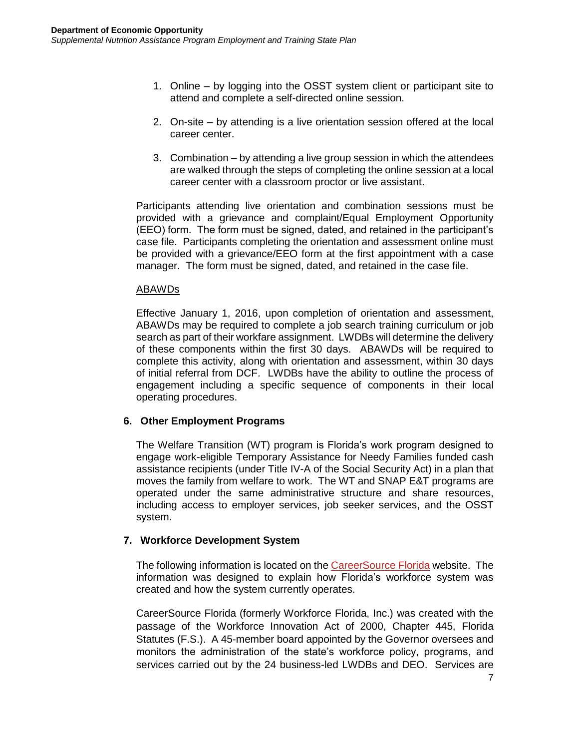1. Online – by logging into the OSST system client or participant site to attend and complete a self-directed online session.

2. On-site – by attending is a live orientation session offered at the local career center.

3. Combination – by attending a live group session in which the attendees are walked through the steps of completing the online session at a local career center with a classroom proctor or live assistant.

Participants attending live orientation and combination sessions must be provided with a grievance and complaint/Equal Employment Opportunity (EEO) form. The form must be signed, dated, and retained in the participant's case file. Participants completing the orientation and assessment online must be provided with a grievance/EEO form at the first appointment with a case manager. The form must be signed, dated, and retained in the case file.

<u>ABAWDs</u>

Effective January 1, 2016, upon completion of orientation and assessment, ABAWDs may be required to complete a job search training curriculum or job search as part of their workfare assignment. LWDBs will determine the delivery of these components within the first 30 days. ABAWDs will be required to complete this activity, along with orientation and assessment, within 30 days of initial referral from DCF. LWDBs have the ability to outline the process of engagement including a specific sequence of components in their local operating procedures.

### 6. Other Employment Programs

The Welfare Transition (WT) program is Florida's work program designed to engage work-eligible Temporary Assistance for Needy Families funded cash assistance recipients (under Title IV-A of the Social Security Act) in a plan that moves the family from welfare to work. The WT and SNAP E&T programs are operated under the same administrative structure and share resources, including access to employer services, job seeker services, and the OSST system.

### 7. Workforce Development System

The following information is located on the CareerSource Florida website. The information was designed to explain how Florida's workforce system was created and how the system currently operates.

CareerSource Florida (formerly Workforce Florida, Inc.) was created with the passage of the Workforce Innovation Act of 2000, Chapter 445, Florida Statutes (F.S.). A 45-member board appointed by the Governor oversees and monitors the administration of the state's workforce policy, programs, and services carried out by the 24 business-led LWDBs and DEO. Services are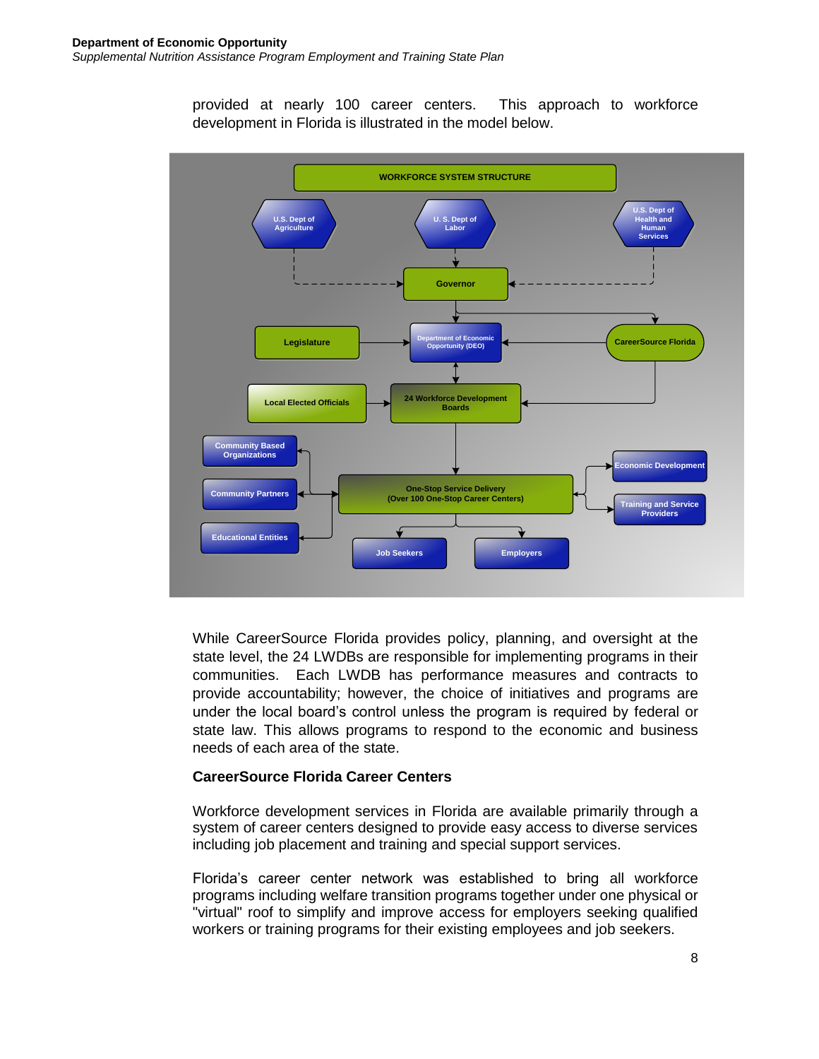provided at nearly 100 career centers. This approach to workforce development in Florida is illustrated in the model below.

WORKFORCE SYSTEM STRUCTURE

While CareerSource Florida provides policy, planning, and oversight at the state level, the 24 LWDBs are responsible for implementing programs in their communities. Each LWDB has performance measures and contracts to provide accountability; however, the choice of initiatives and programs are under the local board's control unless the program is required by federal or state law. This allows programs to respond to the economic and business needs of each area of the state.

### CareerSource Florida Career Centers

Workforce development services in Florida are available primarily through a system of career centers designed to provide easy access to diverse services including job placement and training and special support services.

Florida's career center network was established to bring all workforce programs including welfare transition programs together under one physical or "virtual" roof to simplify and improve access for employers seeking qualified workers or training programs for their existing employees and job seekers.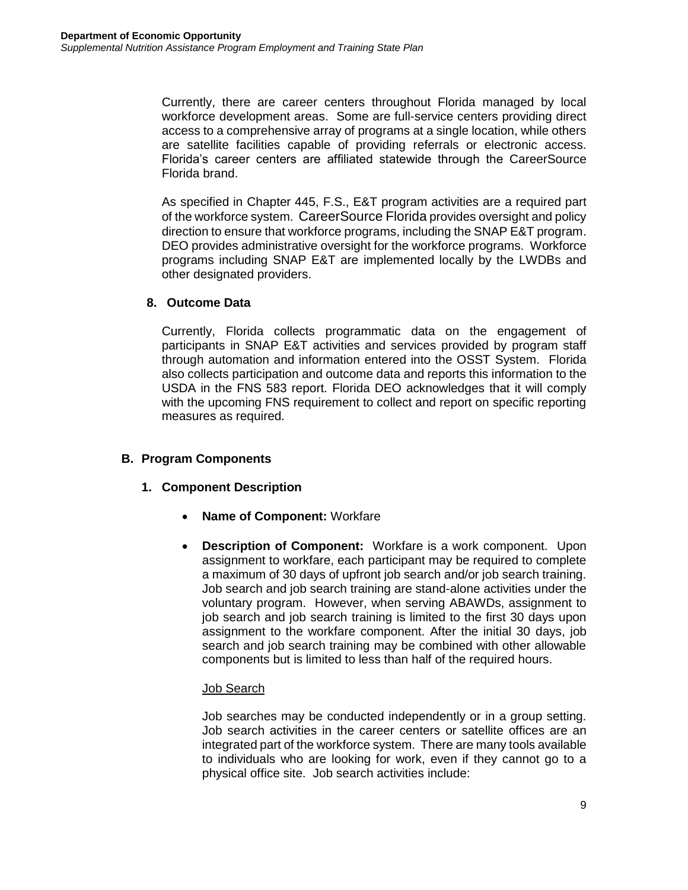Currently, there are career centers throughout Florida managed by local workforce development areas. Some are full-service centers providing direct access to a comprehensive array of programs at a single location, while others are satellite facilities capable of providing referrals or electronic access. Florida's career centers are affiliated statewide through the CareerSource Florida brand.

As specified in Chapter 445, F.S., E&T program activities are a required part of the workforce system. CareerSource Florida provides oversight and policy direction to ensure that workforce programs, including the SNAP E&T program. DEO provides administrative oversight for the workforce programs. Workforce programs including SNAP E&T are implemented locally by the LWDBs and other designated providers.

### 8. Outcome Data

Currently, Florida collects programmatic data on the engagement of participants in SNAP E&T activities and services provided by program staff through automation and information entered into the OSST System. Florida also collects participation and outcome data and reports this information to the USDA in the FNS 583 report. Florida DEO acknowledges that it will comply with the upcoming FNS requirement to collect and report on specific reporting measures as required.

## B. Program Components

### 1. Component Description

- **Name of Component:** Workfare
- **Description of Component:** Workfare is a work component. Upon assignment to workfare, each participant may be required to complete a maximum of 30 days of upfront job search and/or job search training. Job search and job search training are stand-alone activities under the voluntary program. However, when serving ABAWDs, assignment to job search and job search training is limited to the first 30 days upon assignment to the workfare component. After the initial 30 days, job search and job search training may be combined with other allowable components but is limited to less than half of the required hours.

  <u>Job Search</u>

  Job searches may be conducted independently or in a group setting. Job search activities in the career centers or satellite offices are an integrated part of the workforce system. There are many tools available to individuals who are looking for work, even if they cannot go to a physical office site. Job search activities include: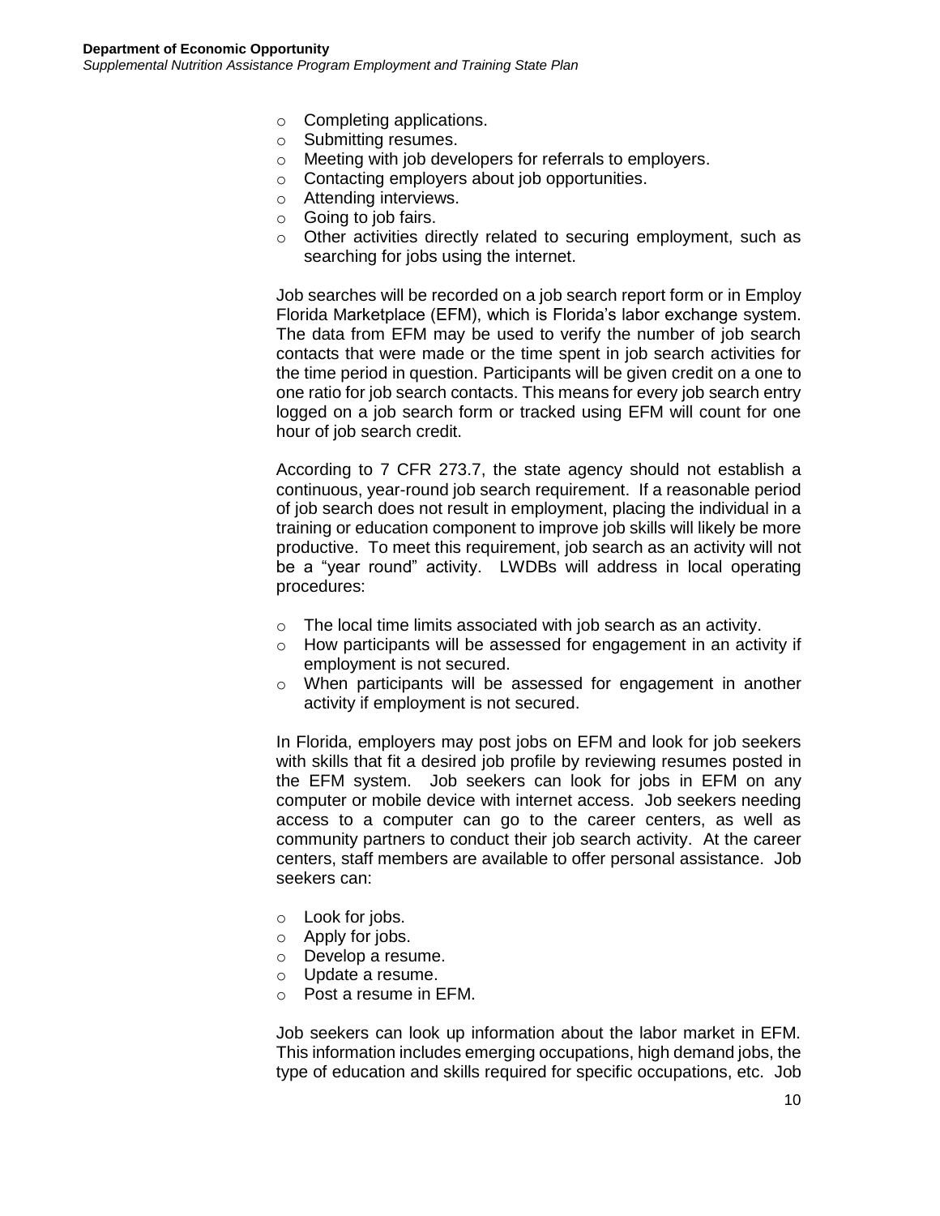- Completing applications.
- Submitting resumes.
- Meeting with job developers for referrals to employers.
- Contacting employers about job opportunities.
- Attending interviews.
- Going to job fairs.
- Other activities directly related to securing employment, such as searching for jobs using the internet.

Job searches will be recorded on a job search report form or in Employ Florida Marketplace (EFM), which is Florida's labor exchange system. The data from EFM may be used to verify the number of job search contacts that were made or the time spent in job search activities for the time period in question. Participants will be given credit on a one to one ratio for job search contacts. This means for every job search entry logged on a job search form or tracked using EFM will count for one hour of job search credit.

According to 7 CFR 273.7, the state agency should not establish a continuous, year-round job search requirement. If a reasonable period of job search does not result in employment, placing the individual in a training or education component to improve job skills will likely be more productive. To meet this requirement, job search as an activity will not be a "year round" activity. LWDBs will address in local operating procedures:

- The local time limits associated with job search as an activity.
- How participants will be assessed for engagement in an activity if employment is not secured.
- When participants will be assessed for engagement in another activity if employment is not secured.

In Florida, employers may post jobs on EFM and look for job seekers with skills that fit a desired job profile by reviewing resumes posted in the EFM system. Job seekers can look for jobs in EFM on any computer or mobile device with internet access. Job seekers needing access to a computer can go to the career centers, as well as community partners to conduct their job search activity. At the career centers, staff members are available to offer personal assistance. Job seekers can:

- Look for jobs.
- Apply for jobs.
- Develop a resume.
- Update a resume.
- Post a resume in EFM.

Job seekers can look up information about the labor market in EFM. This information includes emerging occupations, high demand jobs, the type of education and skills required for specific occupations, etc. Job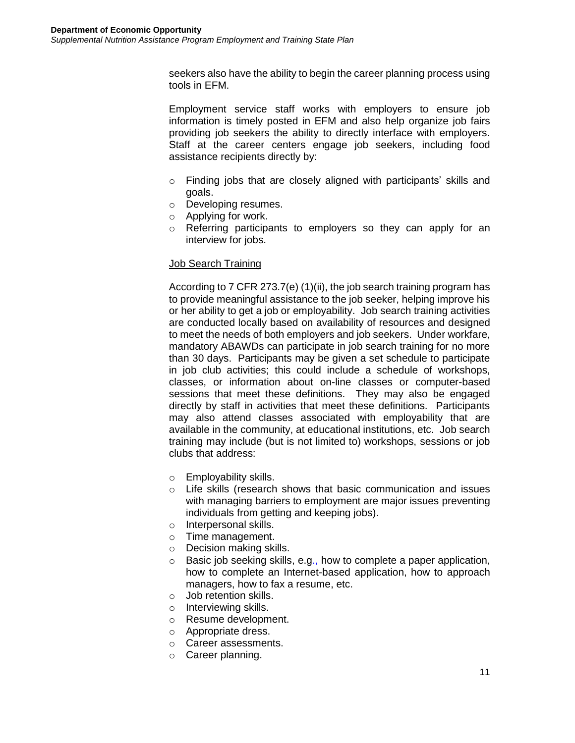seekers also have the ability to begin the career planning process using tools in EFM.

Employment service staff works with employers to ensure job information is timely posted in EFM and also help organize job fairs providing job seekers the ability to directly interface with employers. Staff at the career centers engage job seekers, including food assistance recipients directly by:

- Finding jobs that are closely aligned with participants' skills and goals.
- Developing resumes.
- Applying for work.
- Referring participants to employers so they can apply for an interview for jobs.

Job Search Training

According to 7 CFR 273.7(e) (1)(ii), the job search training program has to provide meaningful assistance to the job seeker, helping improve his or her ability to get a job or employability. Job search training activities are conducted locally based on availability of resources and designed to meet the needs of both employers and job seekers. Under workfare, mandatory ABAWDs can participate in job search training for no more than 30 days. Participants may be given a set schedule to participate in job club activities; this could include a schedule of workshops, classes, or information about on-line classes or computer-based sessions that meet these definitions. They may also be engaged directly by staff in activities that meet these definitions. Participants may also attend classes associated with employability that are available in the community, at educational institutions, etc. Job search training may include (but is not limited to) workshops, sessions or job clubs that address:

- Employability skills.
- Life skills (research shows that basic communication and issues with managing barriers to employment are major issues preventing individuals from getting and keeping jobs).
- Interpersonal skills.
- Time management.
- Decision making skills.
- Basic job seeking skills, e.g., how to complete a paper application, how to complete an Internet-based application, how to approach managers, how to fax a resume, etc.
- Job retention skills.
- Interviewing skills.
- Resume development.
- Appropriate dress.
- Career assessments.
- Career planning.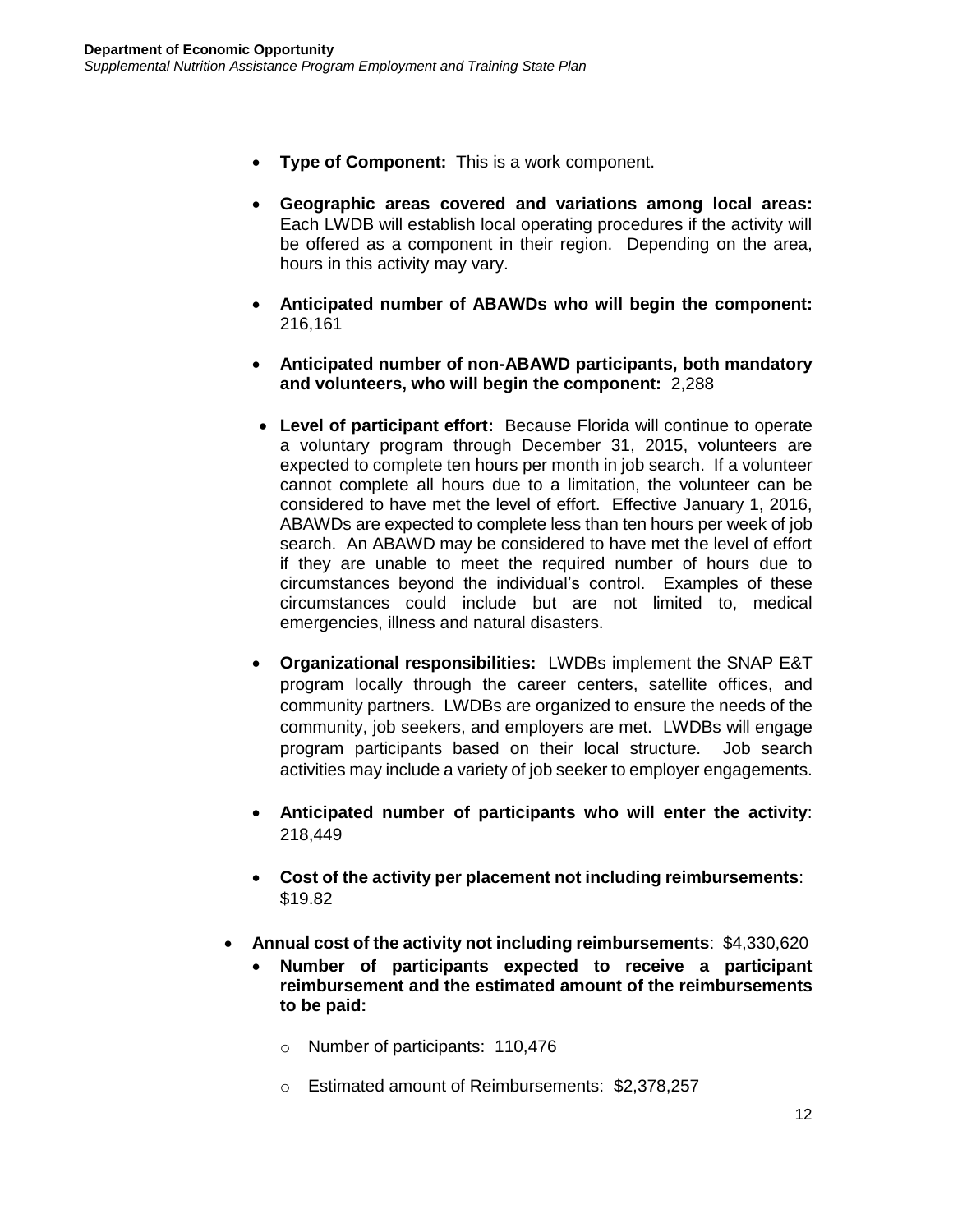- **Type of Component:** This is a work component.

- **Geographic areas covered and variations among local areas:** Each LWDB will establish local operating procedures if the activity will be offered as a component in their region. Depending on the area, hours in this activity may vary.

- **Anticipated number of ABAWDs who will begin the component:** 216,161

- **Anticipated number of non-ABAWD participants, both mandatory and volunteers, who will begin the component:** 2,288

- **Level of participant effort:** Because Florida will continue to operate a voluntary program through December 31, 2015, volunteers are expected to complete ten hours per month in job search. If a volunteer cannot complete all hours due to a limitation, the volunteer can be considered to have met the level of effort. Effective January 1, 2016, ABAWDs are expected to complete less than ten hours per week of job search. An ABAWD may be considered to have met the level of effort if they are unable to meet the required number of hours due to circumstances beyond the individual's control. Examples of these circumstances could include but are not limited to, medical emergencies, illness and natural disasters.

- **Organizational responsibilities:** LWDBs implement the SNAP E&T program locally through the career centers, satellite offices, and community partners. LWDBs are organized to ensure the needs of the community, job seekers, and employers are met. LWDBs will engage program participants based on their local structure. Job search activities may include a variety of job seeker to employer engagements.

- **Anticipated number of participants who will enter the activity**: 218,449

- **Cost of the activity per placement not including reimbursements**: $19.82

- **Annual cost of the activity not including reimbursements**: $4,330,620
  - **Number of participants expected to receive a participant reimbursement and the estimated amount of the reimbursements to be paid:**
    - Number of participants: 110,476
    - Estimated amount of Reimbursements: $2,378,257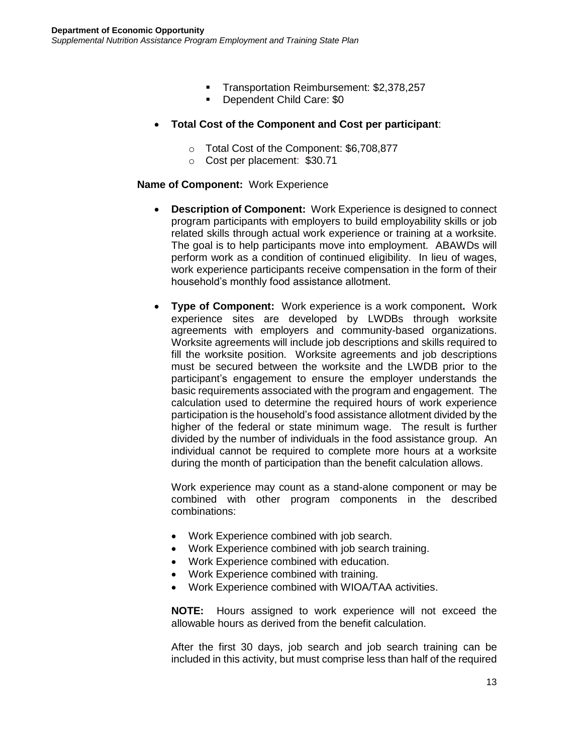- Transportation Reimbursement: $2,378,257
- Dependent Child Care: $0

- **Total Cost of the Component and Cost per participant**:
  - Total Cost of the Component: $6,708,877
  - Cost per placement: $30.71

**Name of Component:** Work Experience

- **Description of Component:** Work Experience is designed to connect program participants with employers to build employability skills or job related skills through actual work experience or training at a worksite. The goal is to help participants move into employment. ABAWDs will perform work as a condition of continued eligibility. In lieu of wages, work experience participants receive compensation in the form of their household's monthly food assistance allotment.

- **Type of Component:** Work experience is a work component**.** Work experience sites are developed by LWDBs through worksite agreements with employers and community-based organizations. Worksite agreements will include job descriptions and skills required to fill the worksite position. Worksite agreements and job descriptions must be secured between the worksite and the LWDB prior to the participant's engagement to ensure the employer understands the basic requirements associated with the program and engagement. The calculation used to determine the required hours of work experience participation is the household's food assistance allotment divided by the higher of the federal or state minimum wage. The result is further divided by the number of individuals in the food assistance group. An individual cannot be required to complete more hours at a worksite during the month of participation than the benefit calculation allows.

  Work experience may count as a stand-alone component or may be combined with other program components in the described combinations:

  - Work Experience combined with job search.
  - Work Experience combined with job search training.
  - Work Experience combined with education.
  - Work Experience combined with training.
  - Work Experience combined with WIOA/TAA activities.

  **NOTE:** Hours assigned to work experience will not exceed the allowable hours as derived from the benefit calculation.

  After the first 30 days, job search and job search training can be included in this activity, but must comprise less than half of the required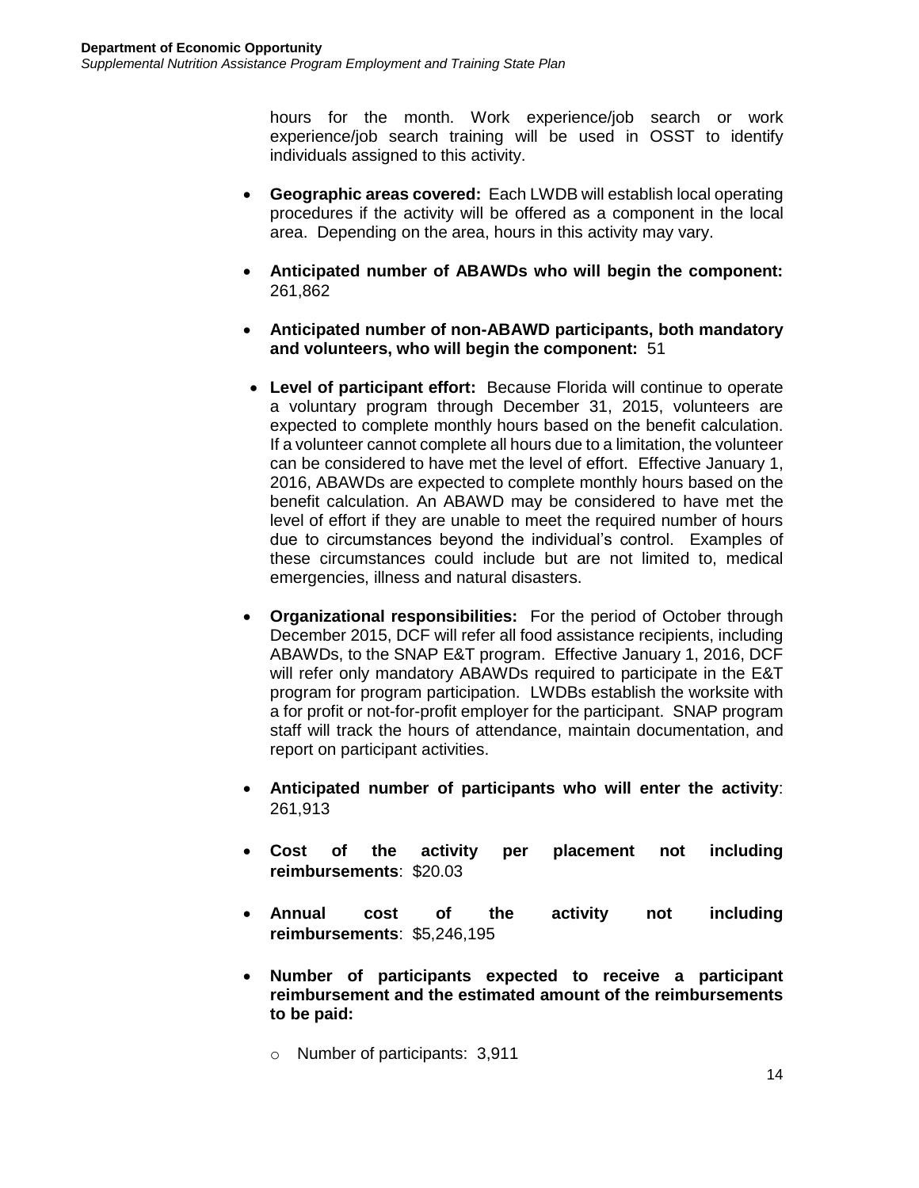hours for the month. Work experience/job search or work experience/job search training will be used in OSST to identify individuals assigned to this activity.

- **Geographic areas covered:** Each LWDB will establish local operating procedures if the activity will be offered as a component in the local area. Depending on the area, hours in this activity may vary.
- **Anticipated number of ABAWDs who will begin the component:** 261,862
- **Anticipated number of non-ABAWD participants, both mandatory and volunteers, who will begin the component:** 51
- **Level of participant effort:** Because Florida will continue to operate a voluntary program through December 31, 2015, volunteers are expected to complete monthly hours based on the benefit calculation. If a volunteer cannot complete all hours due to a limitation, the volunteer can be considered to have met the level of effort. Effective January 1, 2016, ABAWDs are expected to complete monthly hours based on the benefit calculation. An ABAWD may be considered to have met the level of effort if they are unable to meet the required number of hours due to circumstances beyond the individual's control. Examples of these circumstances could include but are not limited to, medical emergencies, illness and natural disasters.
- **Organizational responsibilities:** For the period of October through December 2015, DCF will refer all food assistance recipients, including ABAWDs, to the SNAP E&T program. Effective January 1, 2016, DCF will refer only mandatory ABAWDs required to participate in the E&T program for program participation. LWDBs establish the worksite with a for profit or not-for-profit employer for the participant. SNAP program staff will track the hours of attendance, maintain documentation, and report on participant activities.
- **Anticipated number of participants who will enter the activity**: 261,913
- **Cost of the activity per placement not including reimbursements**: $20.03
- **Annual cost of the activity not including reimbursements**: $5,246,195
- **Number of participants expected to receive a participant reimbursement and the estimated amount of the reimbursements to be paid:**
  - Number of participants: 3,911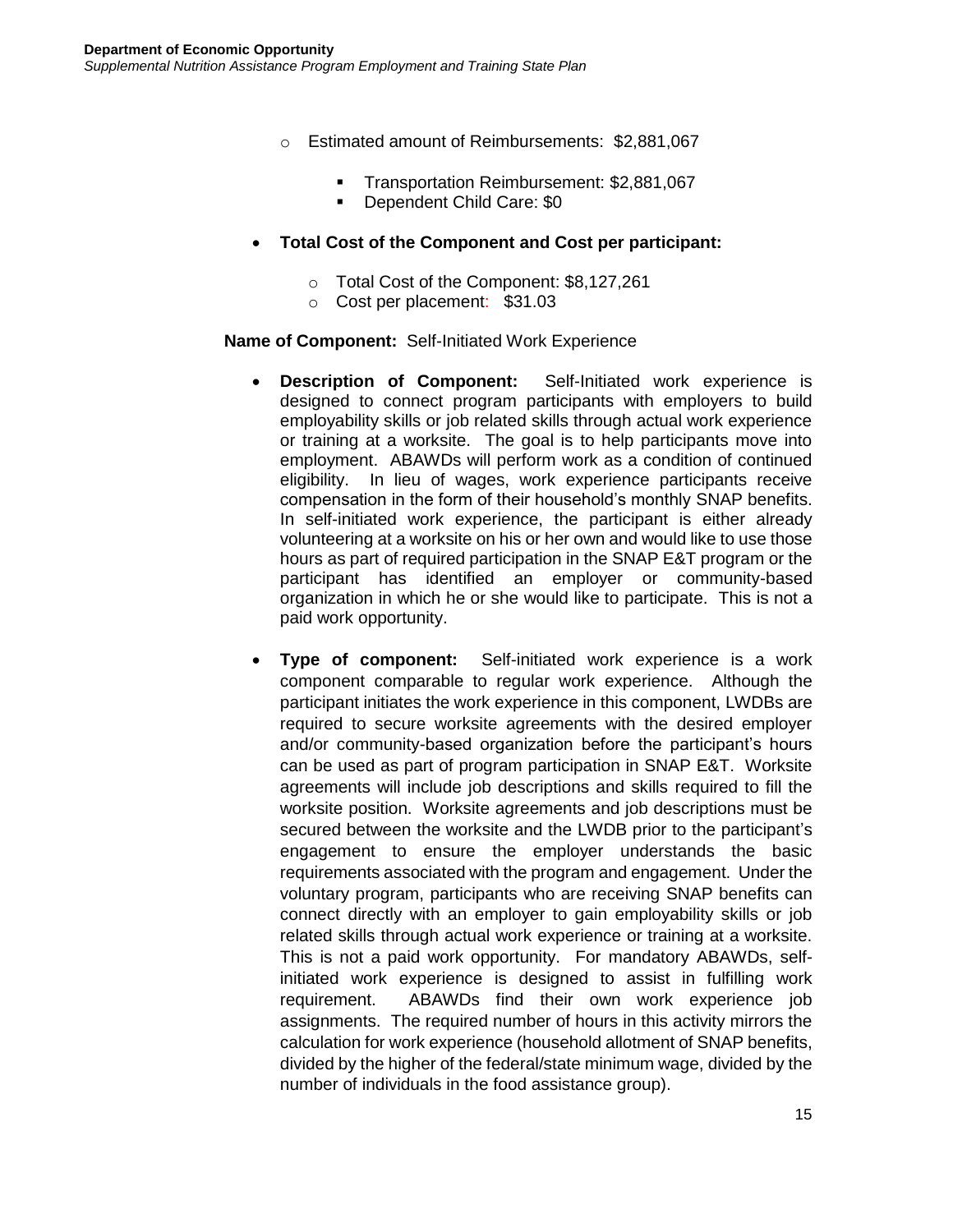- Estimated amount of Reimbursements: $2,881,067
  - Transportation Reimbursement: $2,881,067
  - Dependent Child Care: $0

- **Total Cost of the Component and Cost per participant:**
  - Total Cost of the Component: $8,127,261
  - Cost per placement: $31.03

**Name of Component:** Self-Initiated Work Experience

- **Description of Component:** Self-Initiated work experience is designed to connect program participants with employers to build employability skills or job related skills through actual work experience or training at a worksite. The goal is to help participants move into employment. ABAWDs will perform work as a condition of continued eligibility. In lieu of wages, work experience participants receive compensation in the form of their household's monthly SNAP benefits. In self-initiated work experience, the participant is either already volunteering at a worksite on his or her own and would like to use those hours as part of required participation in the SNAP E&T program or the participant has identified an employer or community-based organization in which he or she would like to participate. This is not a paid work opportunity.

- **Type of component:** Self-initiated work experience is a work component comparable to regular work experience. Although the participant initiates the work experience in this component, LWDBs are required to secure worksite agreements with the desired employer and/or community-based organization before the participant's hours can be used as part of program participation in SNAP E&T. Worksite agreements will include job descriptions and skills required to fill the worksite position. Worksite agreements and job descriptions must be secured between the worksite and the LWDB prior to the participant's engagement to ensure the employer understands the basic requirements associated with the program and engagement. Under the voluntary program, participants who are receiving SNAP benefits can connect directly with an employer to gain employability skills or job related skills through actual work experience or training at a worksite. This is not a paid work opportunity. For mandatory ABAWDs, self-initiated work experience is designed to assist in fulfilling work requirement. ABAWDs find their own work experience job assignments. The required number of hours in this activity mirrors the calculation for work experience (household allotment of SNAP benefits, divided by the higher of the federal/state minimum wage, divided by the number of individuals in the food assistance group).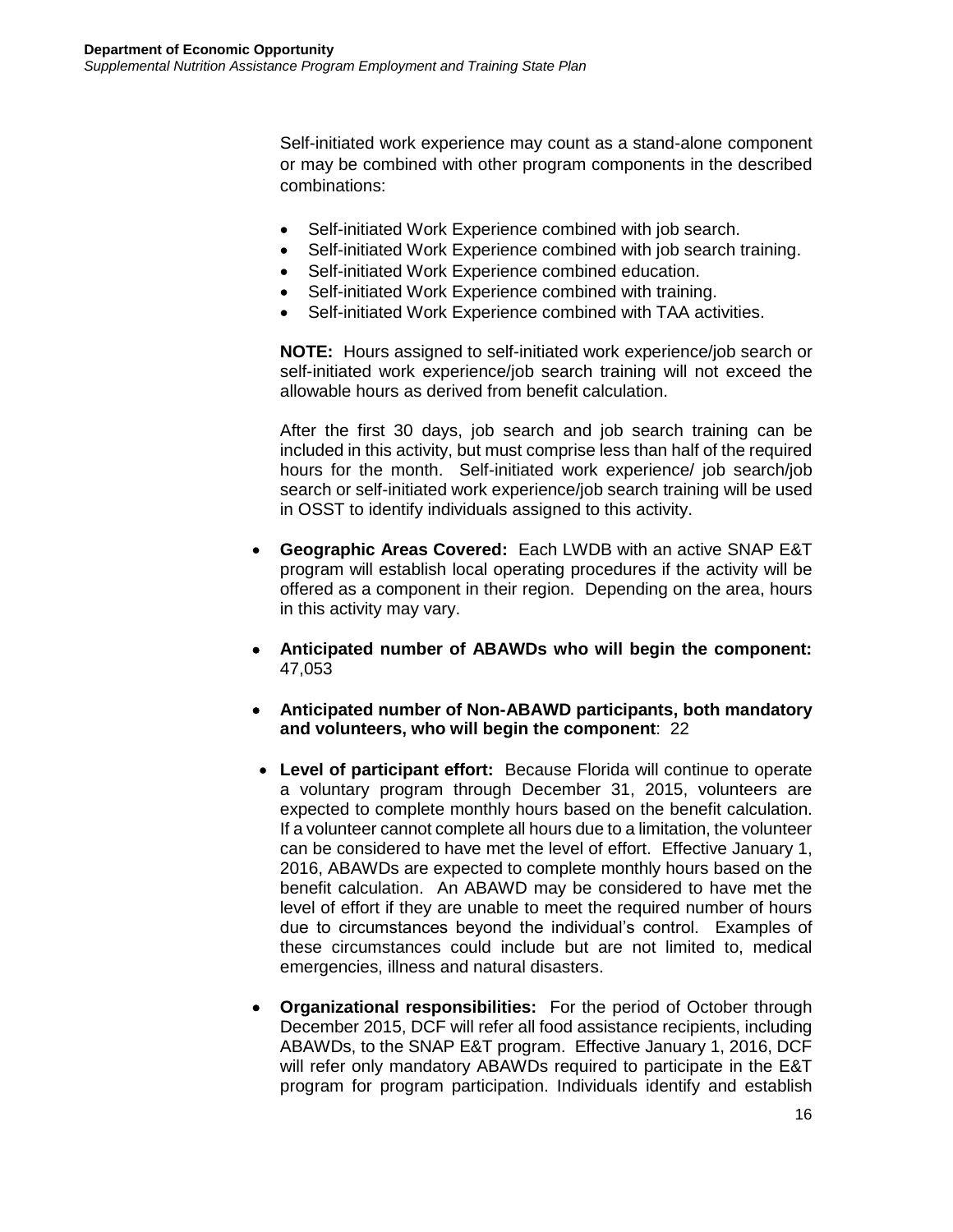Self-initiated work experience may count as a stand-alone component or may be combined with other program components in the described combinations:

- Self-initiated Work Experience combined with job search.
- Self-initiated Work Experience combined with job search training.
- Self-initiated Work Experience combined education.
- Self-initiated Work Experience combined with training.
- Self-initiated Work Experience combined with TAA activities.

**NOTE:** Hours assigned to self-initiated work experience/job search or self-initiated work experience/job search training will not exceed the allowable hours as derived from benefit calculation.

After the first 30 days, job search and job search training can be included in this activity, but must comprise less than half of the required hours for the month. Self-initiated work experience/ job search/job search or self-initiated work experience/job search training will be used in OSST to identify individuals assigned to this activity.

- **Geographic Areas Covered:** Each LWDB with an active SNAP E&T program will establish local operating procedures if the activity will be offered as a component in their region. Depending on the area, hours in this activity may vary.
- **Anticipated number of ABAWDs who will begin the component:** 47,053
- **Anticipated number of Non-ABAWD participants, both mandatory and volunteers, who will begin the component**: 22
- **Level of participant effort:** Because Florida will continue to operate a voluntary program through December 31, 2015, volunteers are expected to complete monthly hours based on the benefit calculation. If a volunteer cannot complete all hours due to a limitation, the volunteer can be considered to have met the level of effort. Effective January 1, 2016, ABAWDs are expected to complete monthly hours based on the benefit calculation. An ABAWD may be considered to have met the level of effort if they are unable to meet the required number of hours due to circumstances beyond the individual's control. Examples of these circumstances could include but are not limited to, medical emergencies, illness and natural disasters.
- **Organizational responsibilities:** For the period of October through December 2015, DCF will refer all food assistance recipients, including ABAWDs, to the SNAP E&T program. Effective January 1, 2016, DCF will refer only mandatory ABAWDs required to participate in the E&T program for program participation. Individuals identify and establish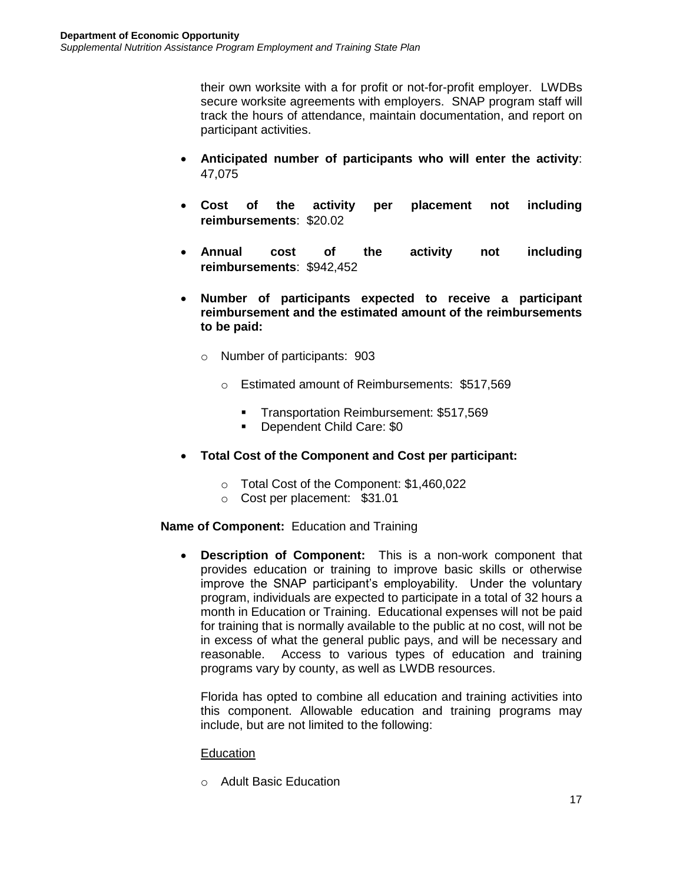their own worksite with a for profit or not-for-profit employer. LWDBs secure worksite agreements with employers. SNAP program staff will track the hours of attendance, maintain documentation, and report on participant activities.

- **Anticipated number of participants who will enter the activity**: 47,075
- **Cost of the activity per placement not including reimbursements**: $20.02
- **Annual cost of the activity not including reimbursements**: $942,452
- **Number of participants expected to receive a participant reimbursement and the estimated amount of the reimbursements to be paid:**
  - Number of participants: 903
    - Estimated amount of Reimbursements: $517,569
      - Transportation Reimbursement: $517,569
      - Dependent Child Care: $0
- **Total Cost of the Component and Cost per participant:**
  - Total Cost of the Component: $1,460,022
  - Cost per placement: $31.01

**Name of Component:** Education and Training

- **Description of Component:** This is a non-work component that provides education or training to improve basic skills or otherwise improve the SNAP participant's employability. Under the voluntary program, individuals are expected to participate in a total of 32 hours a month in Education or Training. Educational expenses will not be paid for training that is normally available to the public at no cost, will not be in excess of what the general public pays, and will be necessary and reasonable. Access to various types of education and training programs vary by county, as well as LWDB resources.

  Florida has opted to combine all education and training activities into this component. Allowable education and training programs may include, but are not limited to the following:

  Education

  - Adult Basic Education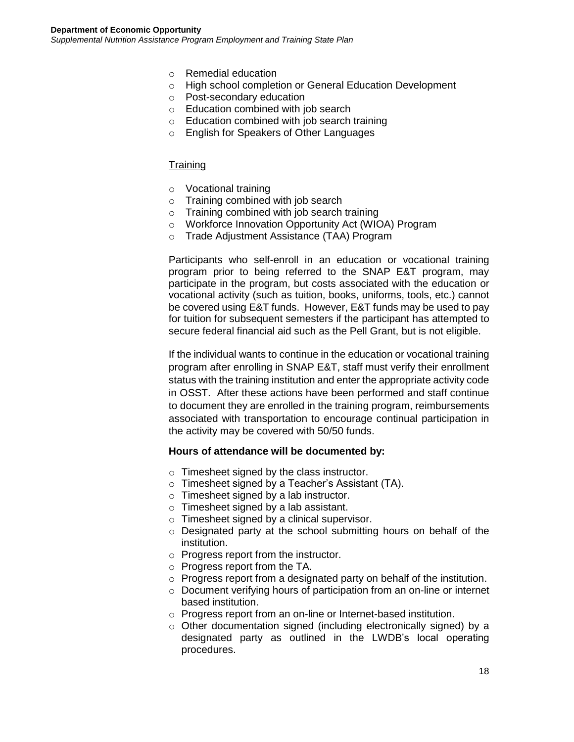- Remedial education
- High school completion or General Education Development
- Post-secondary education
- Education combined with job search
- Education combined with job search training
- English for Speakers of Other Languages

<u>Training</u>

- Vocational training
- Training combined with job search
- Training combined with job search training
- Workforce Innovation Opportunity Act (WIOA) Program
- Trade Adjustment Assistance (TAA) Program

Participants who self-enroll in an education or vocational training program prior to being referred to the SNAP E&T program, may participate in the program, but costs associated with the education or vocational activity (such as tuition, books, uniforms, tools, etc.) cannot be covered using E&T funds. However, E&T funds may be used to pay for tuition for subsequent semesters if the participant has attempted to secure federal financial aid such as the Pell Grant, but is not eligible.

If the individual wants to continue in the education or vocational training program after enrolling in SNAP E&T, staff must verify their enrollment status with the training institution and enter the appropriate activity code in OSST. After these actions have been performed and staff continue to document they are enrolled in the training program, reimbursements associated with transportation to encourage continual participation in the activity may be covered with 50/50 funds.

**Hours of attendance will be documented by:**

- Timesheet signed by the class instructor.
- Timesheet signed by a Teacher's Assistant (TA).
- Timesheet signed by a lab instructor.
- Timesheet signed by a lab assistant.
- Timesheet signed by a clinical supervisor.
- Designated party at the school submitting hours on behalf of the institution.
- Progress report from the instructor.
- Progress report from the TA.
- Progress report from a designated party on behalf of the institution.
- Document verifying hours of participation from an on-line or internet based institution.
- Progress report from an on-line or Internet-based institution.
- Other documentation signed (including electronically signed) by a designated party as outlined in the LWDB's local operating procedures.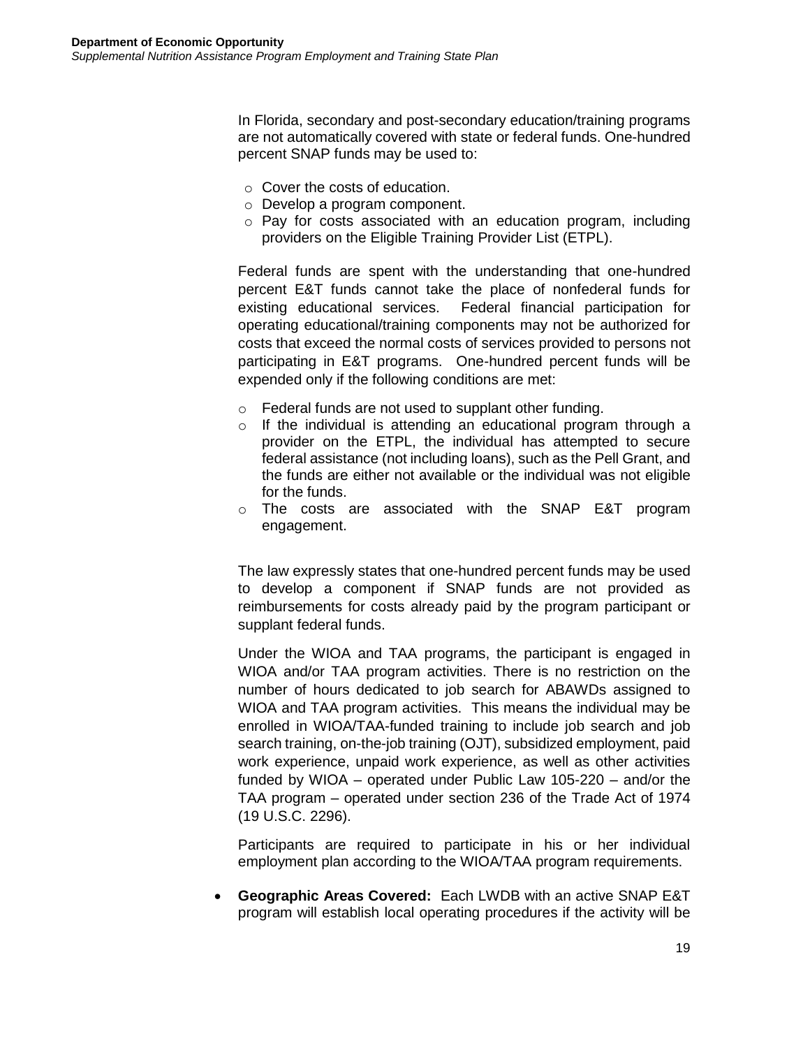In Florida, secondary and post-secondary education/training programs are not automatically covered with state or federal funds. One-hundred percent SNAP funds may be used to:

- Cover the costs of education.
- Develop a program component.
- Pay for costs associated with an education program, including providers on the Eligible Training Provider List (ETPL).

Federal funds are spent with the understanding that one-hundred percent E&T funds cannot take the place of nonfederal funds for existing educational services. Federal financial participation for operating educational/training components may not be authorized for costs that exceed the normal costs of services provided to persons not participating in E&T programs. One-hundred percent funds will be expended only if the following conditions are met:

- Federal funds are not used to supplant other funding.
- If the individual is attending an educational program through a provider on the ETPL, the individual has attempted to secure federal assistance (not including loans), such as the Pell Grant, and the funds are either not available or the individual was not eligible for the funds.
- The costs are associated with the SNAP E&T program engagement.

The law expressly states that one-hundred percent funds may be used to develop a component if SNAP funds are not provided as reimbursements for costs already paid by the program participant or supplant federal funds.

Under the WIOA and TAA programs, the participant is engaged in WIOA and/or TAA program activities. There is no restriction on the number of hours dedicated to job search for ABAWDs assigned to WIOA and TAA program activities. This means the individual may be enrolled in WIOA/TAA-funded training to include job search and job search training, on-the-job training (OJT), subsidized employment, paid work experience, unpaid work experience, as well as other activities funded by WIOA – operated under Public Law 105-220 – and/or the TAA program – operated under section 236 of the Trade Act of 1974 (19 U.S.C. 2296).

Participants are required to participate in his or her individual employment plan according to the WIOA/TAA program requirements.

- **Geographic Areas Covered:** Each LWDB with an active SNAP E&T program will establish local operating procedures if the activity will be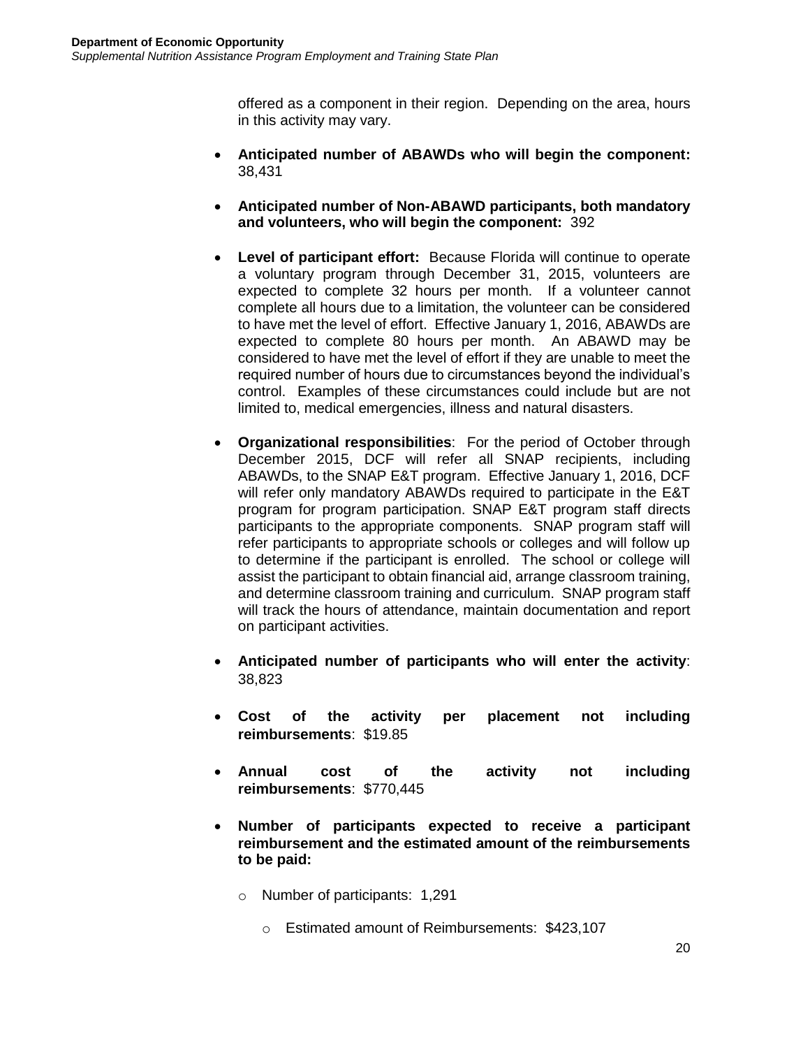offered as a component in their region. Depending on the area, hours in this activity may vary.

- **Anticipated number of ABAWDs who will begin the component:** 38,431

- **Anticipated number of Non-ABAWD participants, both mandatory and volunteers, who will begin the component:** 392

- **Level of participant effort:** Because Florida will continue to operate a voluntary program through December 31, 2015, volunteers are expected to complete 32 hours per month. If a volunteer cannot complete all hours due to a limitation, the volunteer can be considered to have met the level of effort. Effective January 1, 2016, ABAWDs are expected to complete 80 hours per month. An ABAWD may be considered to have met the level of effort if they are unable to meet the required number of hours due to circumstances beyond the individual's control. Examples of these circumstances could include but are not limited to, medical emergencies, illness and natural disasters.

- **Organizational responsibilities**: For the period of October through December 2015, DCF will refer all SNAP recipients, including ABAWDs, to the SNAP E&T program. Effective January 1, 2016, DCF will refer only mandatory ABAWDs required to participate in the E&T program for program participation. SNAP E&T program staff directs participants to the appropriate components. SNAP program staff will refer participants to appropriate schools or colleges and will follow up to determine if the participant is enrolled. The school or college will assist the participant to obtain financial aid, arrange classroom training, and determine classroom training and curriculum. SNAP program staff will track the hours of attendance, maintain documentation and report on participant activities.

- **Anticipated number of participants who will enter the activity**: 38,823

- **Cost of the activity per placement not including reimbursements**: $19.85

- **Annual cost of the activity not including reimbursements**: $770,445

- **Number of participants expected to receive a participant reimbursement and the estimated amount of the reimbursements to be paid:**
  - Number of participants: 1,291
    - Estimated amount of Reimbursements: $423,107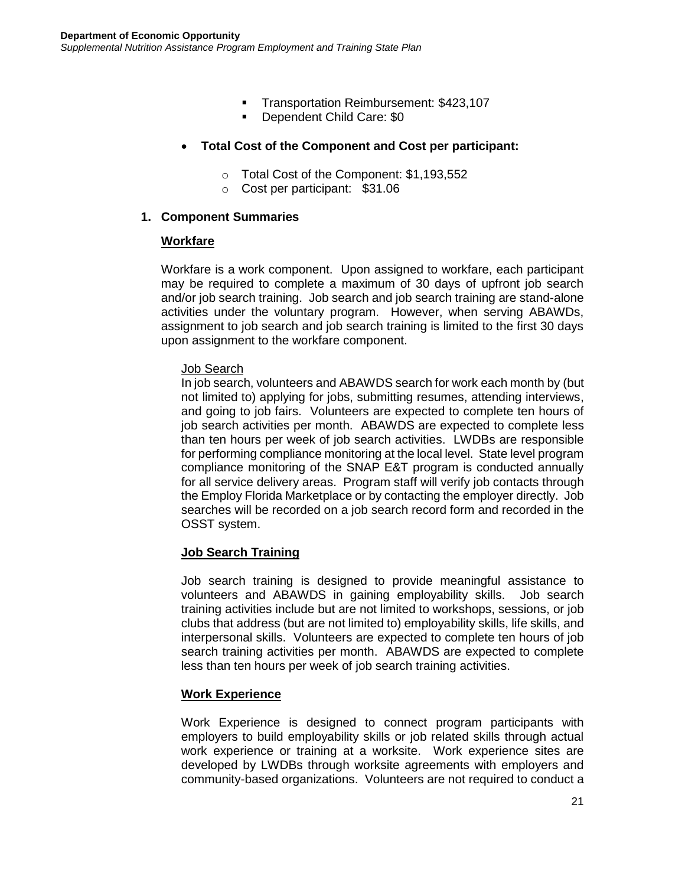- Transportation Reimbursement: $423,107
- Dependent Child Care: $0

- **Total Cost of the Component and Cost per participant:**
  - Total Cost of the Component: $1,193,552
  - Cost per participant: $31.06

**1. Component Summaries**

**Workfare**

Workfare is a work component. Upon assigned to workfare, each participant may be required to complete a maximum of 30 days of upfront job search and/or job search training. Job search and job search training are stand-alone activities under the voluntary program. However, when serving ABAWDs, assignment to job search and job search training is limited to the first 30 days upon assignment to the workfare component.

Job Search

In job search, volunteers and ABAWDS search for work each month by (but not limited to) applying for jobs, submitting resumes, attending interviews, and going to job fairs. Volunteers are expected to complete ten hours of job search activities per month. ABAWDS are expected to complete less than ten hours per week of job search activities. LWDBs are responsible for performing compliance monitoring at the local level. State level program compliance monitoring of the SNAP E&T program is conducted annually for all service delivery areas. Program staff will verify job contacts through the Employ Florida Marketplace or by contacting the employer directly. Job searches will be recorded on a job search record form and recorded in the OSST system.

**Job Search Training**

Job search training is designed to provide meaningful assistance to volunteers and ABAWDS in gaining employability skills. Job search training activities include but are not limited to workshops, sessions, or job clubs that address (but are not limited to) employability skills, life skills, and interpersonal skills. Volunteers are expected to complete ten hours of job search training activities per month. ABAWDS are expected to complete less than ten hours per week of job search training activities.

**Work Experience**

Work Experience is designed to connect program participants with employers to build employability skills or job related skills through actual work experience or training at a worksite. Work experience sites are developed by LWDBs through worksite agreements with employers and community-based organizations. Volunteers are not required to conduct a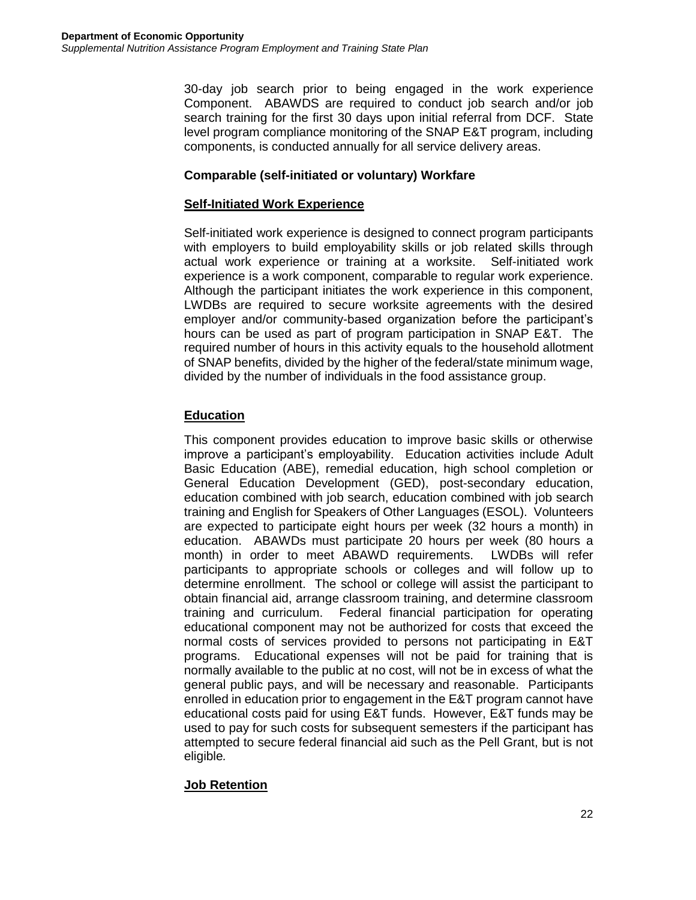30-day job search prior to being engaged in the work experience Component. ABAWDS are required to conduct job search and/or job search training for the first 30 days upon initial referral from DCF. State level program compliance monitoring of the SNAP E&T program, including components, is conducted annually for all service delivery areas.

**Comparable (self-initiated or voluntary) Workfare**

**Self-Initiated Work Experience**

Self-initiated work experience is designed to connect program participants with employers to build employability skills or job related skills through actual work experience or training at a worksite. Self-initiated work experience is a work component, comparable to regular work experience. Although the participant initiates the work experience in this component, LWDBs are required to secure worksite agreements with the desired employer and/or community-based organization before the participant's hours can be used as part of program participation in SNAP E&T. The required number of hours in this activity equals to the household allotment of SNAP benefits, divided by the higher of the federal/state minimum wage, divided by the number of individuals in the food assistance group.

**Education**

This component provides education to improve basic skills or otherwise improve a participant's employability. Education activities include Adult Basic Education (ABE), remedial education, high school completion or General Education Development (GED), post-secondary education, education combined with job search, education combined with job search training and English for Speakers of Other Languages (ESOL). Volunteers are expected to participate eight hours per week (32 hours a month) in education. ABAWDs must participate 20 hours per week (80 hours a month) in order to meet ABAWD requirements. LWDBs will refer participants to appropriate schools or colleges and will follow up to determine enrollment. The school or college will assist the participant to obtain financial aid, arrange classroom training, and determine classroom training and curriculum. Federal financial participation for operating educational component may not be authorized for costs that exceed the normal costs of services provided to persons not participating in E&T programs. Educational expenses will not be paid for training that is normally available to the public at no cost, will not be in excess of what the general public pays, and will be necessary and reasonable. Participants enrolled in education prior to engagement in the E&T program cannot have educational costs paid for using E&T funds. However, E&T funds may be used to pay for such costs for subsequent semesters if the participant has attempted to secure federal financial aid such as the Pell Grant, but is not eligible.

**Job Retention**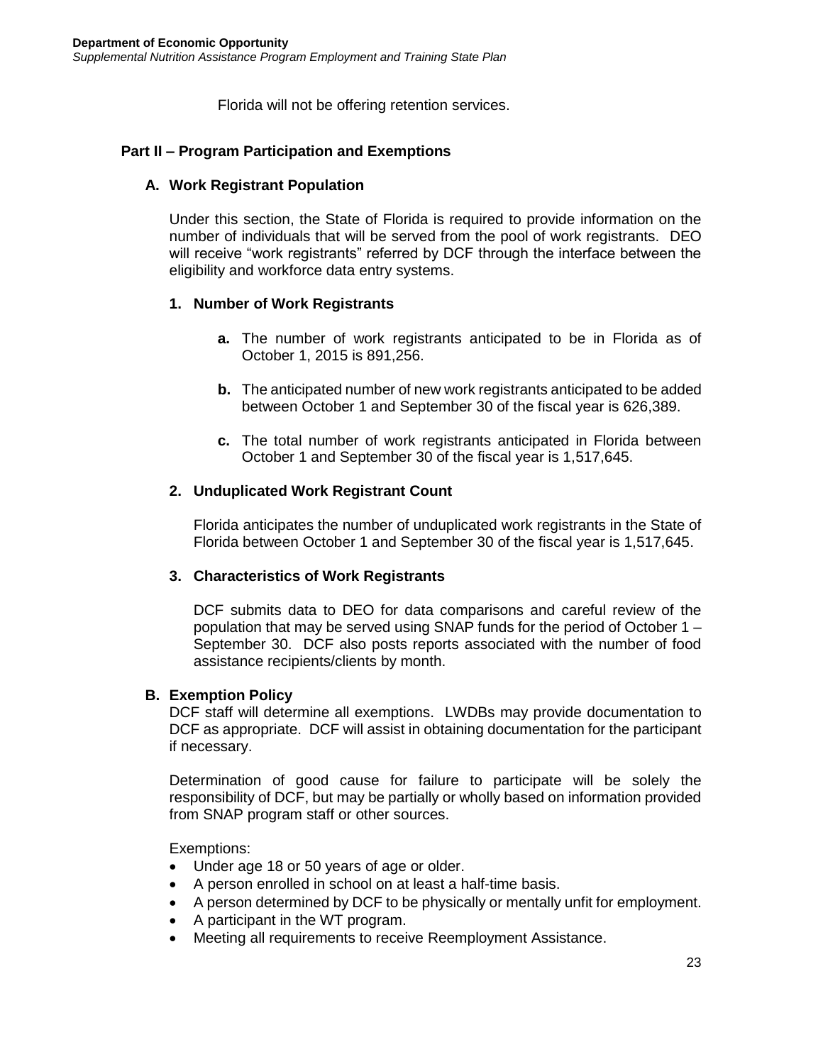Florida will not be offering retention services.

## Part II – Program Participation and Exemptions

### A. Work Registrant Population

Under this section, the State of Florida is required to provide information on the number of individuals that will be served from the pool of work registrants. DEO will receive "work registrants" referred by DCF through the interface between the eligibility and workforce data entry systems.

#### 1. Number of Work Registrants

- **a.** The number of work registrants anticipated to be in Florida as of October 1, 2015 is 891,256.
- **b.** The anticipated number of new work registrants anticipated to be added between October 1 and September 30 of the fiscal year is 626,389.
- **c.** The total number of work registrants anticipated in Florida between October 1 and September 30 of the fiscal year is 1,517,645.

#### 2. Unduplicated Work Registrant Count

Florida anticipates the number of unduplicated work registrants in the State of Florida between October 1 and September 30 of the fiscal year is 1,517,645.

#### 3. Characteristics of Work Registrants

DCF submits data to DEO for data comparisons and careful review of the population that may be served using SNAP funds for the period of October 1 – September 30. DCF also posts reports associated with the number of food assistance recipients/clients by month.

### B. Exemption Policy

DCF staff will determine all exemptions. LWDBs may provide documentation to DCF as appropriate. DCF will assist in obtaining documentation for the participant if necessary.

Determination of good cause for failure to participate will be solely the responsibility of DCF, but may be partially or wholly based on information provided from SNAP program staff or other sources.

Exemptions:

- Under age 18 or 50 years of age or older.
- A person enrolled in school on at least a half-time basis.
- A person determined by DCF to be physically or mentally unfit for employment.
- A participant in the WT program.
- Meeting all requirements to receive Reemployment Assistance.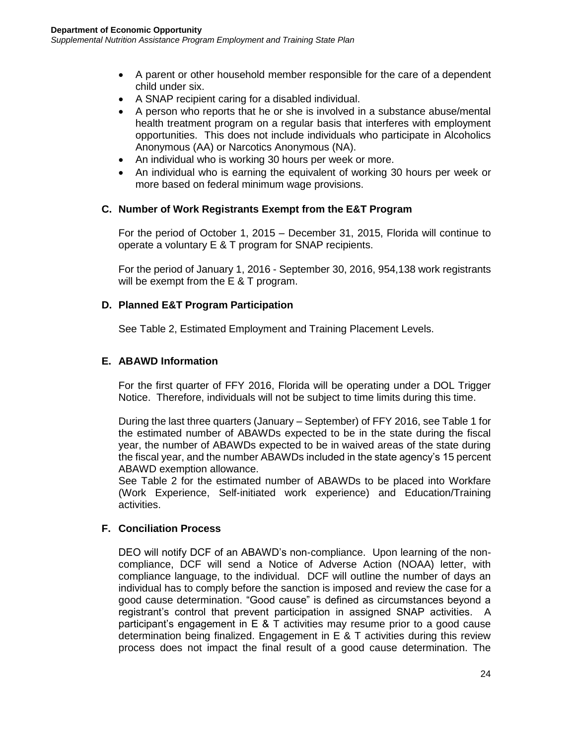- A parent or other household member responsible for the care of a dependent child under six.
- A SNAP recipient caring for a disabled individual.
- A person who reports that he or she is involved in a substance abuse/mental health treatment program on a regular basis that interferes with employment opportunities. This does not include individuals who participate in Alcoholics Anonymous (AA) or Narcotics Anonymous (NA).
- An individual who is working 30 hours per week or more.
- An individual who is earning the equivalent of working 30 hours per week or more based on federal minimum wage provisions.

### C. Number of Work Registrants Exempt from the E&T Program

For the period of October 1, 2015 – December 31, 2015, Florida will continue to operate a voluntary E & T program for SNAP recipients.

For the period of January 1, 2016 - September 30, 2016, 954,138 work registrants will be exempt from the E & T program.

### D. Planned E&T Program Participation

See Table 2, Estimated Employment and Training Placement Levels.

### E. ABAWD Information

For the first quarter of FFY 2016, Florida will be operating under a DOL Trigger Notice. Therefore, individuals will not be subject to time limits during this time.

During the last three quarters (January – September) of FFY 2016, see Table 1 for the estimated number of ABAWDs expected to be in the state during the fiscal year, the number of ABAWDs expected to be in waived areas of the state during the fiscal year, and the number ABAWDs included in the state agency's 15 percent ABAWD exemption allowance.

See Table 2 for the estimated number of ABAWDs to be placed into Workfare (Work Experience, Self-initiated work experience) and Education/Training activities.

### F. Conciliation Process

DEO will notify DCF of an ABAWD's non-compliance. Upon learning of the non-compliance, DCF will send a Notice of Adverse Action (NOAA) letter, with compliance language, to the individual. DCF will outline the number of days an individual has to comply before the sanction is imposed and review the case for a good cause determination. "Good cause" is defined as circumstances beyond a registrant's control that prevent participation in assigned SNAP activities. A participant's engagement in E & T activities may resume prior to a good cause determination being finalized. Engagement in E & T activities during this review process does not impact the final result of a good cause determination. The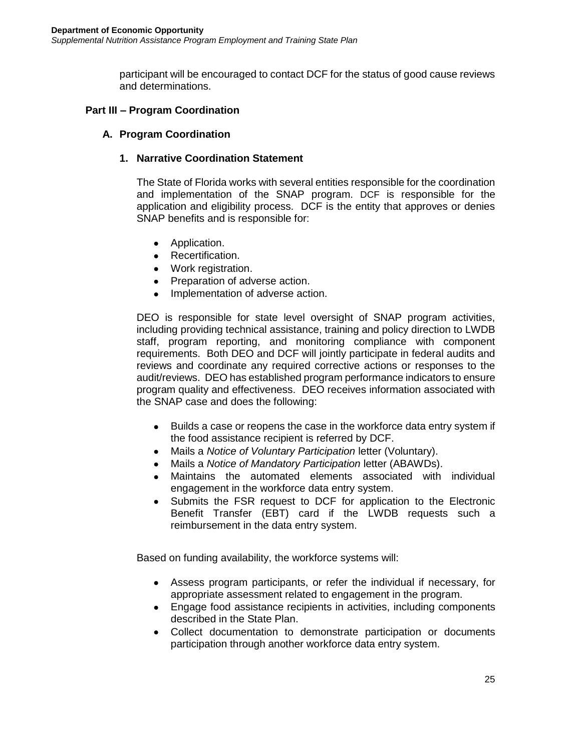participant will be encouraged to contact DCF for the status of good cause reviews and determinations.

## Part III – Program Coordination

### A. Program Coordination

#### 1. Narrative Coordination Statement

The State of Florida works with several entities responsible for the coordination and implementation of the SNAP program. DCF is responsible for the application and eligibility process. DCF is the entity that approves or denies SNAP benefits and is responsible for:

- Application.
- Recertification.
- Work registration.
- Preparation of adverse action.
- Implementation of adverse action.

DEO is responsible for state level oversight of SNAP program activities, including providing technical assistance, training and policy direction to LWDB staff, program reporting, and monitoring compliance with component requirements. Both DEO and DCF will jointly participate in federal audits and reviews and coordinate any required corrective actions or responses to the audit/reviews. DEO has established program performance indicators to ensure program quality and effectiveness. DEO receives information associated with the SNAP case and does the following:

- Builds a case or reopens the case in the workforce data entry system if the food assistance recipient is referred by DCF.
- Mails a *Notice of Voluntary Participation* letter (Voluntary).
- Mails a *Notice of Mandatory Participation* letter (ABAWDs).
- Maintains the automated elements associated with individual engagement in the workforce data entry system.
- Submits the FSR request to DCF for application to the Electronic Benefit Transfer (EBT) card if the LWDB requests such a reimbursement in the data entry system.

Based on funding availability, the workforce systems will:

- Assess program participants, or refer the individual if necessary, for appropriate assessment related to engagement in the program.
- Engage food assistance recipients in activities, including components described in the State Plan.
- Collect documentation to demonstrate participation or documents participation through another workforce data entry system.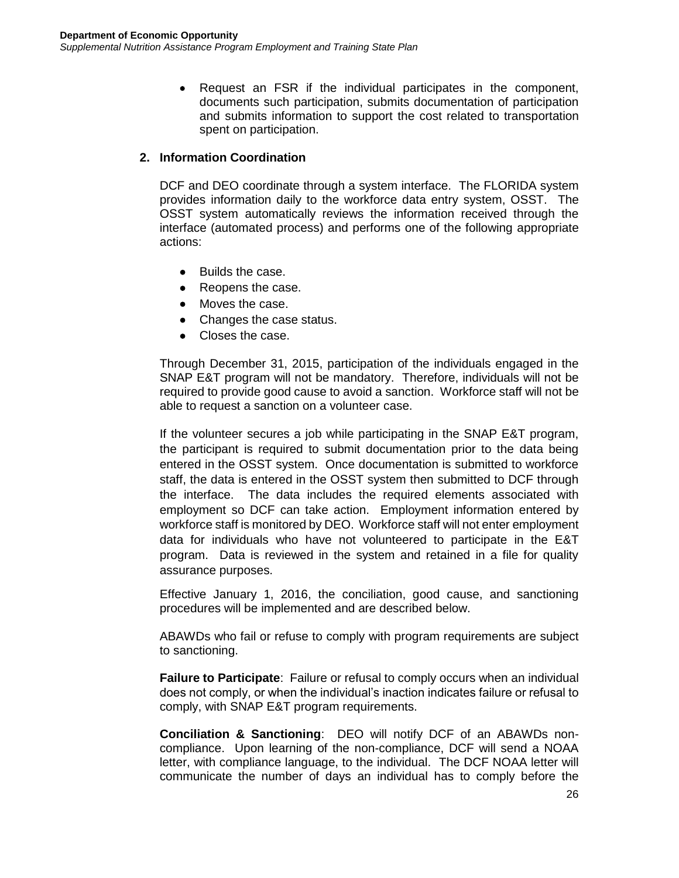- Request an FSR if the individual participates in the component, documents such participation, submits documentation of participation and submits information to support the cost related to transportation spent on participation.

### 2. Information Coordination

DCF and DEO coordinate through a system interface. The FLORIDA system provides information daily to the workforce data entry system, OSST. The OSST system automatically reviews the information received through the interface (automated process) and performs one of the following appropriate actions:

- Builds the case.
- Reopens the case.
- Moves the case.
- Changes the case status.
- Closes the case.

Through December 31, 2015, participation of the individuals engaged in the SNAP E&T program will not be mandatory. Therefore, individuals will not be required to provide good cause to avoid a sanction. Workforce staff will not be able to request a sanction on a volunteer case.

If the volunteer secures a job while participating in the SNAP E&T program, the participant is required to submit documentation prior to the data being entered in the OSST system. Once documentation is submitted to workforce staff, the data is entered in the OSST system then submitted to DCF through the interface. The data includes the required elements associated with employment so DCF can take action. Employment information entered by workforce staff is monitored by DEO. Workforce staff will not enter employment data for individuals who have not volunteered to participate in the E&T program. Data is reviewed in the system and retained in a file for quality assurance purposes.

Effective January 1, 2016, the conciliation, good cause, and sanctioning procedures will be implemented and are described below.

ABAWDs who fail or refuse to comply with program requirements are subject to sanctioning.

**Failure to Participate**: Failure or refusal to comply occurs when an individual does not comply, or when the individual's inaction indicates failure or refusal to comply, with SNAP E&T program requirements.

**Conciliation & Sanctioning**: DEO will notify DCF of an ABAWDs non-compliance. Upon learning of the non-compliance, DCF will send a NOAA letter, with compliance language, to the individual. The DCF NOAA letter will communicate the number of days an individual has to comply before the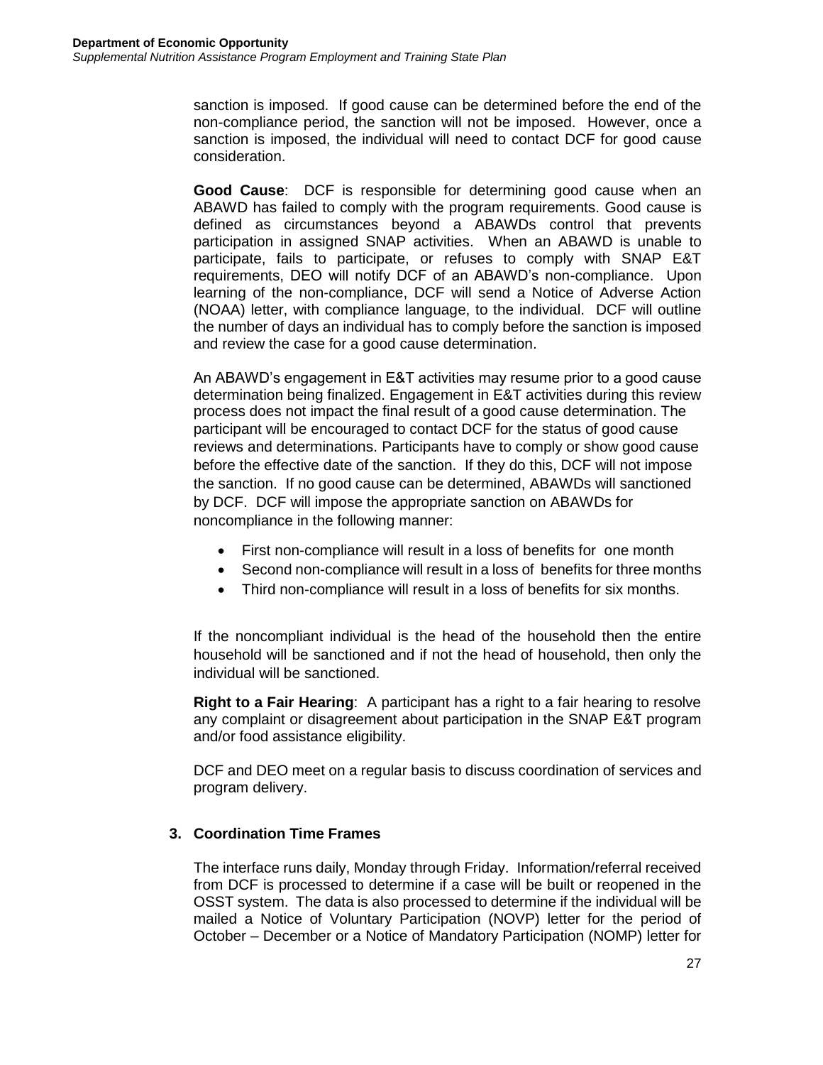sanction is imposed. If good cause can be determined before the end of the non-compliance period, the sanction will not be imposed. However, once a sanction is imposed, the individual will need to contact DCF for good cause consideration.

**Good Cause**: DCF is responsible for determining good cause when an ABAWD has failed to comply with the program requirements. Good cause is defined as circumstances beyond a ABAWDs control that prevents participation in assigned SNAP activities. When an ABAWD is unable to participate, fails to participate, or refuses to comply with SNAP E&T requirements, DEO will notify DCF of an ABAWD's non-compliance. Upon learning of the non-compliance, DCF will send a Notice of Adverse Action (NOAA) letter, with compliance language, to the individual. DCF will outline the number of days an individual has to comply before the sanction is imposed and review the case for a good cause determination.

An ABAWD's engagement in E&T activities may resume prior to a good cause determination being finalized. Engagement in E&T activities during this review process does not impact the final result of a good cause determination. The participant will be encouraged to contact DCF for the status of good cause reviews and determinations. Participants have to comply or show good cause before the effective date of the sanction. If they do this, DCF will not impose the sanction. If no good cause can be determined, ABAWDs will sanctioned by DCF. DCF will impose the appropriate sanction on ABAWDs for noncompliance in the following manner:

- First non-compliance will result in a loss of benefits for one month
- Second non-compliance will result in a loss of benefits for three months
- Third non-compliance will result in a loss of benefits for six months.

If the noncompliant individual is the head of the household then the entire household will be sanctioned and if not the head of household, then only the individual will be sanctioned.

**Right to a Fair Hearing**: A participant has a right to a fair hearing to resolve any complaint or disagreement about participation in the SNAP E&T program and/or food assistance eligibility.

DCF and DEO meet on a regular basis to discuss coordination of services and program delivery.

### 3. Coordination Time Frames

The interface runs daily, Monday through Friday. Information/referral received from DCF is processed to determine if a case will be built or reopened in the OSST system. The data is also processed to determine if the individual will be mailed a Notice of Voluntary Participation (NOVP) letter for the period of October – December or a Notice of Mandatory Participation (NOMP) letter for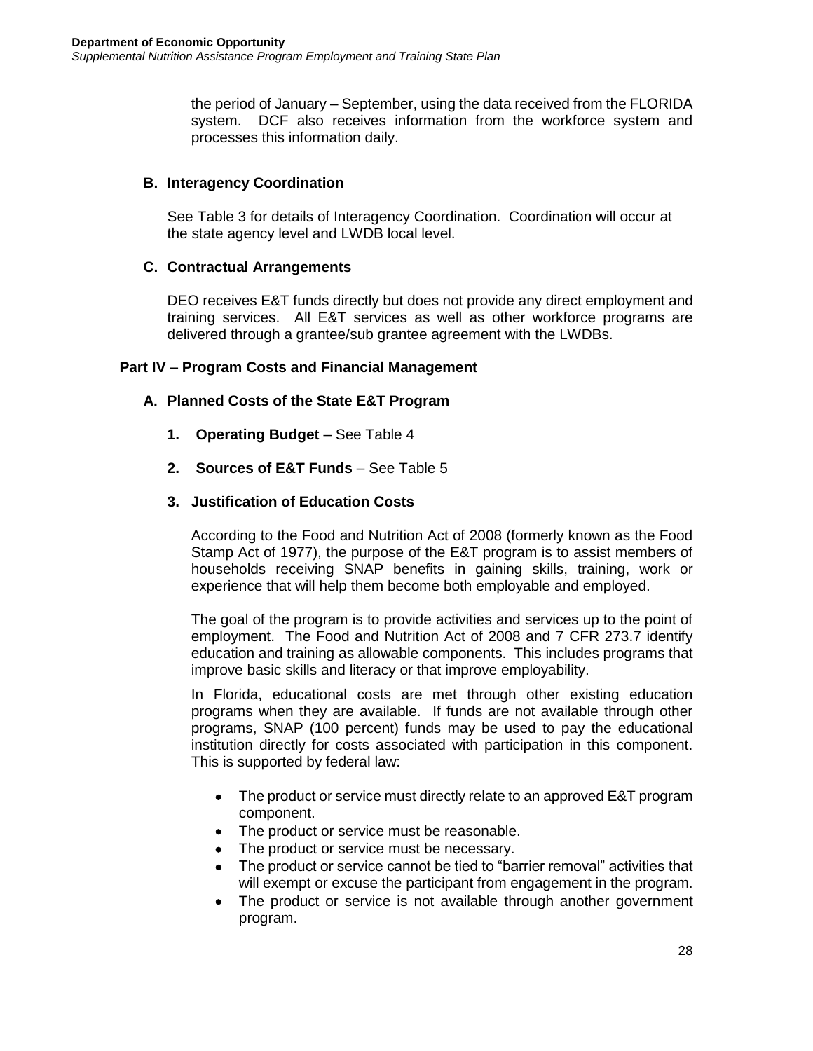the period of January – September, using the data received from the FLORIDA system. DCF also receives information from the workforce system and processes this information daily.

### B. Interagency Coordination

See Table 3 for details of Interagency Coordination. Coordination will occur at the state agency level and LWDB local level.

### C. Contractual Arrangements

DEO receives E&T funds directly but does not provide any direct employment and training services. All E&T services as well as other workforce programs are delivered through a grantee/sub grantee agreement with the LWDBs.

## Part IV – Program Costs and Financial Management

### A. Planned Costs of the State E&T Program

1. **Operating Budget** – See Table 4
2. **Sources of E&T Funds** – See Table 5
3. **Justification of Education Costs**

According to the Food and Nutrition Act of 2008 (formerly known as the Food Stamp Act of 1977), the purpose of the E&T program is to assist members of households receiving SNAP benefits in gaining skills, training, work or experience that will help them become both employable and employed.

The goal of the program is to provide activities and services up to the point of employment. The Food and Nutrition Act of 2008 and 7 CFR 273.7 identify education and training as allowable components. This includes programs that improve basic skills and literacy or that improve employability.

In Florida, educational costs are met through other existing education programs when they are available. If funds are not available through other programs, SNAP (100 percent) funds may be used to pay the educational institution directly for costs associated with participation in this component. This is supported by federal law:

- The product or service must directly relate to an approved E&T program component.
- The product or service must be reasonable.
- The product or service must be necessary.
- The product or service cannot be tied to "barrier removal" activities that will exempt or excuse the participant from engagement in the program.
- The product or service is not available through another government program.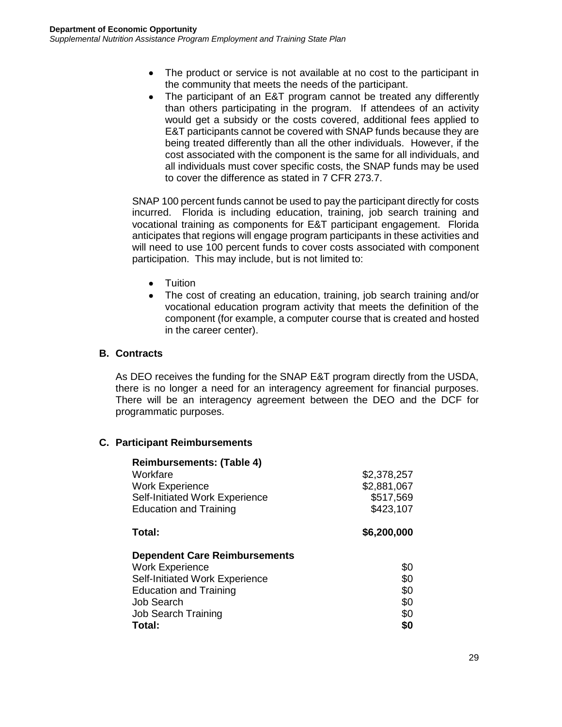- The product or service is not available at no cost to the participant in the community that meets the needs of the participant.
- The participant of an E&T program cannot be treated any differently than others participating in the program. If attendees of an activity would get a subsidy or the costs covered, additional fees applied to E&T participants cannot be covered with SNAP funds because they are being treated differently than all the other individuals. However, if the cost associated with the component is the same for all individuals, and all individuals must cover specific costs, the SNAP funds may be used to cover the difference as stated in 7 CFR 273.7.

SNAP 100 percent funds cannot be used to pay the participant directly for costs incurred. Florida is including education, training, job search training and vocational training as components for E&T participant engagement. Florida anticipates that regions will engage program participants in these activities and will need to use 100 percent funds to cover costs associated with component participation. This may include, but is not limited to:

- Tuition
- The cost of creating an education, training, job search training and/or vocational education program activity that meets the definition of the component (for example, a computer course that is created and hosted in the career center).

### B. Contracts

As DEO receives the funding for the SNAP E&T program directly from the USDA, there is no longer a need for an interagency agreement for financial purposes. There will be an interagency agreement between the DEO and the DCF for programmatic purposes.

### C. Participant Reimbursements

| **Reimbursements: (Table 4)** | |
|---|---|
| Workfare | $2,378,257 |
| Work Experience | $2,881,067 |
| Self-Initiated Work Experience | $517,569 |
| Education and Training | $423,107 |
| **Total:** | **$6,200,000** |

| **Dependent Care Reimbursements** | |
|---|---|
| Work Experience | $0 |
| Self-Initiated Work Experience | $0 |
| Education and Training | $0 |
| Job Search | $0 |
| Job Search Training | $0 |
| **Total:** | **$0** |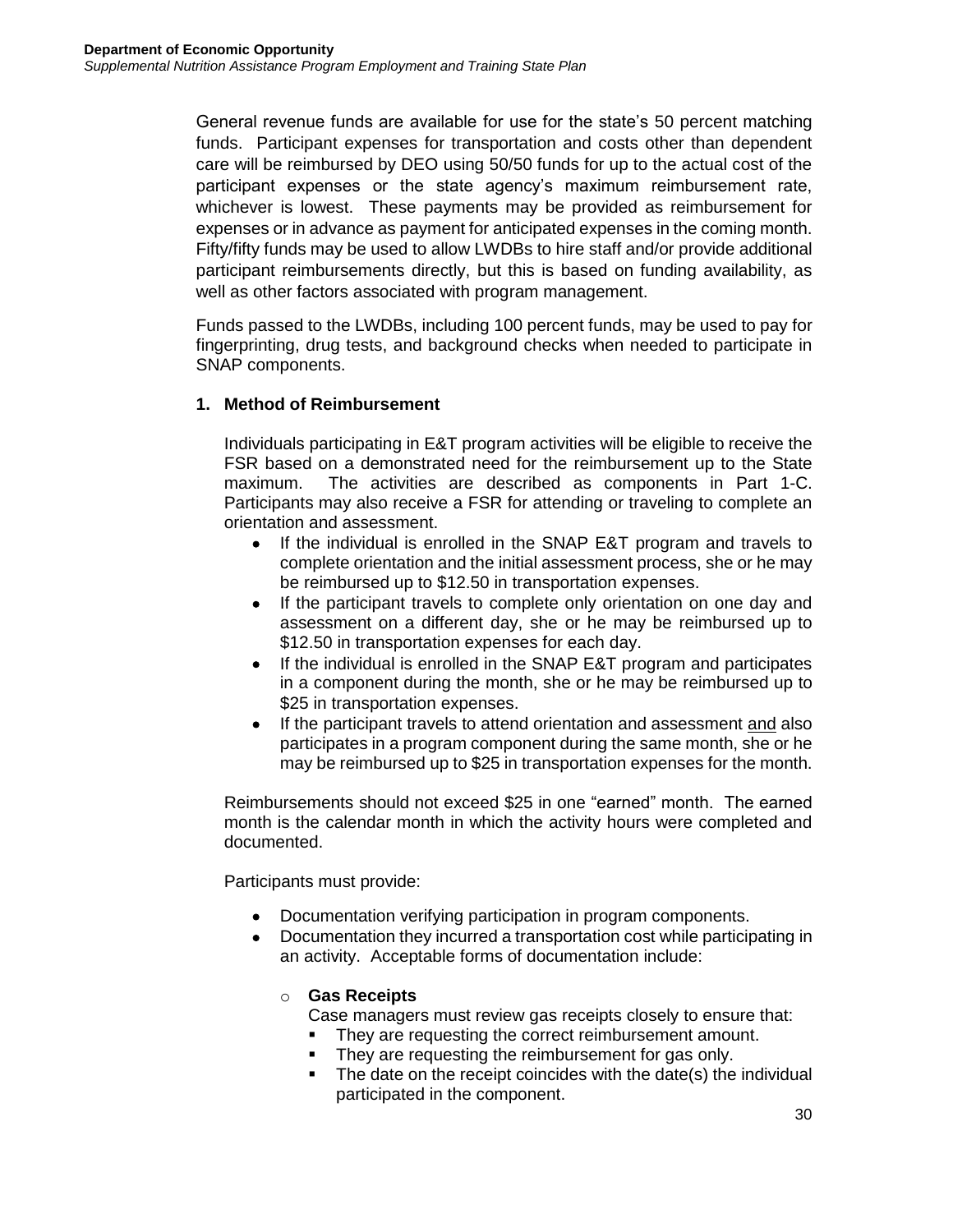General revenue funds are available for use for the state's 50 percent matching funds. Participant expenses for transportation and costs other than dependent care will be reimbursed by DEO using 50/50 funds for up to the actual cost of the participant expenses or the state agency's maximum reimbursement rate, whichever is lowest. These payments may be provided as reimbursement for expenses or in advance as payment for anticipated expenses in the coming month. Fifty/fifty funds may be used to allow LWDBs to hire staff and/or provide additional participant reimbursements directly, but this is based on funding availability, as well as other factors associated with program management.

Funds passed to the LWDBs, including 100 percent funds, may be used to pay for fingerprinting, drug tests, and background checks when needed to participate in SNAP components.

### 1. Method of Reimbursement

Individuals participating in E&T program activities will be eligible to receive the FSR based on a demonstrated need for the reimbursement up to the State maximum. The activities are described as components in Part 1-C. Participants may also receive a FSR for attending or traveling to complete an orientation and assessment.

- If the individual is enrolled in the SNAP E&T program and travels to complete orientation and the initial assessment process, she or he may be reimbursed up to $12.50 in transportation expenses.
- If the participant travels to complete only orientation on one day and assessment on a different day, she or he may be reimbursed up to $12.50 in transportation expenses for each day.
- If the individual is enrolled in the SNAP E&T program and participates in a component during the month, she or he may be reimbursed up to $25 in transportation expenses.
- If the participant travels to attend orientation and assessment <u>and</u> also participates in a program component during the same month, she or he may be reimbursed up to $25 in transportation expenses for the month.

Reimbursements should not exceed $25 in one "earned" month. The earned month is the calendar month in which the activity hours were completed and documented.

Participants must provide:

- Documentation verifying participation in program components.
- Documentation they incurred a transportation cost while participating in an activity. Acceptable forms of documentation include:
  - **Gas Receipts**
    
    Case managers must review gas receipts closely to ensure that:
    - They are requesting the correct reimbursement amount.
    - They are requesting the reimbursement for gas only.
    - The date on the receipt coincides with the date(s) the individual participated in the component.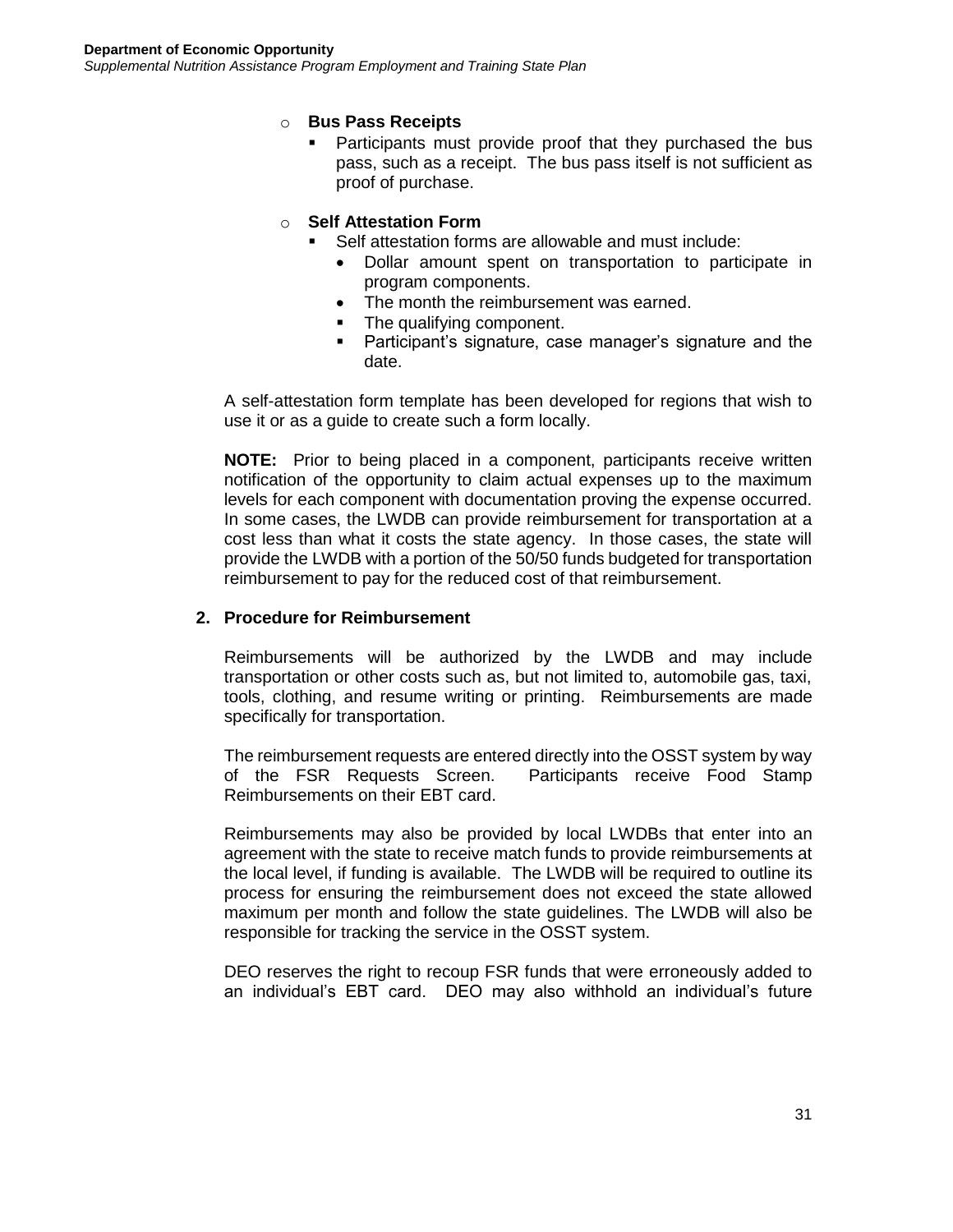- **Bus Pass Receipts**
  - Participants must provide proof that they purchased the bus pass, such as a receipt. The bus pass itself is not sufficient as proof of purchase.

- **Self Attestation Form**
  - Self attestation forms are allowable and must include:
    - Dollar amount spent on transportation to participate in program components.
    - The month the reimbursement was earned.
    - The qualifying component.
    - Participant's signature, case manager's signature and the date.

A self-attestation form template has been developed for regions that wish to use it or as a guide to create such a form locally.

**NOTE:** Prior to being placed in a component, participants receive written notification of the opportunity to claim actual expenses up to the maximum levels for each component with documentation proving the expense occurred. In some cases, the LWDB can provide reimbursement for transportation at a cost less than what it costs the state agency. In those cases, the state will provide the LWDB with a portion of the 50/50 funds budgeted for transportation reimbursement to pay for the reduced cost of that reimbursement.

### 2. Procedure for Reimbursement

Reimbursements will be authorized by the LWDB and may include transportation or other costs such as, but not limited to, automobile gas, taxi, tools, clothing, and resume writing or printing. Reimbursements are made specifically for transportation.

The reimbursement requests are entered directly into the OSST system by way of the FSR Requests Screen. Participants receive Food Stamp Reimbursements on their EBT card.

Reimbursements may also be provided by local LWDBs that enter into an agreement with the state to receive match funds to provide reimbursements at the local level, if funding is available. The LWDB will be required to outline its process for ensuring the reimbursement does not exceed the state allowed maximum per month and follow the state guidelines. The LWDB will also be responsible for tracking the service in the OSST system.

DEO reserves the right to recoup FSR funds that were erroneously added to an individual's EBT card. DEO may also withhold an individual's future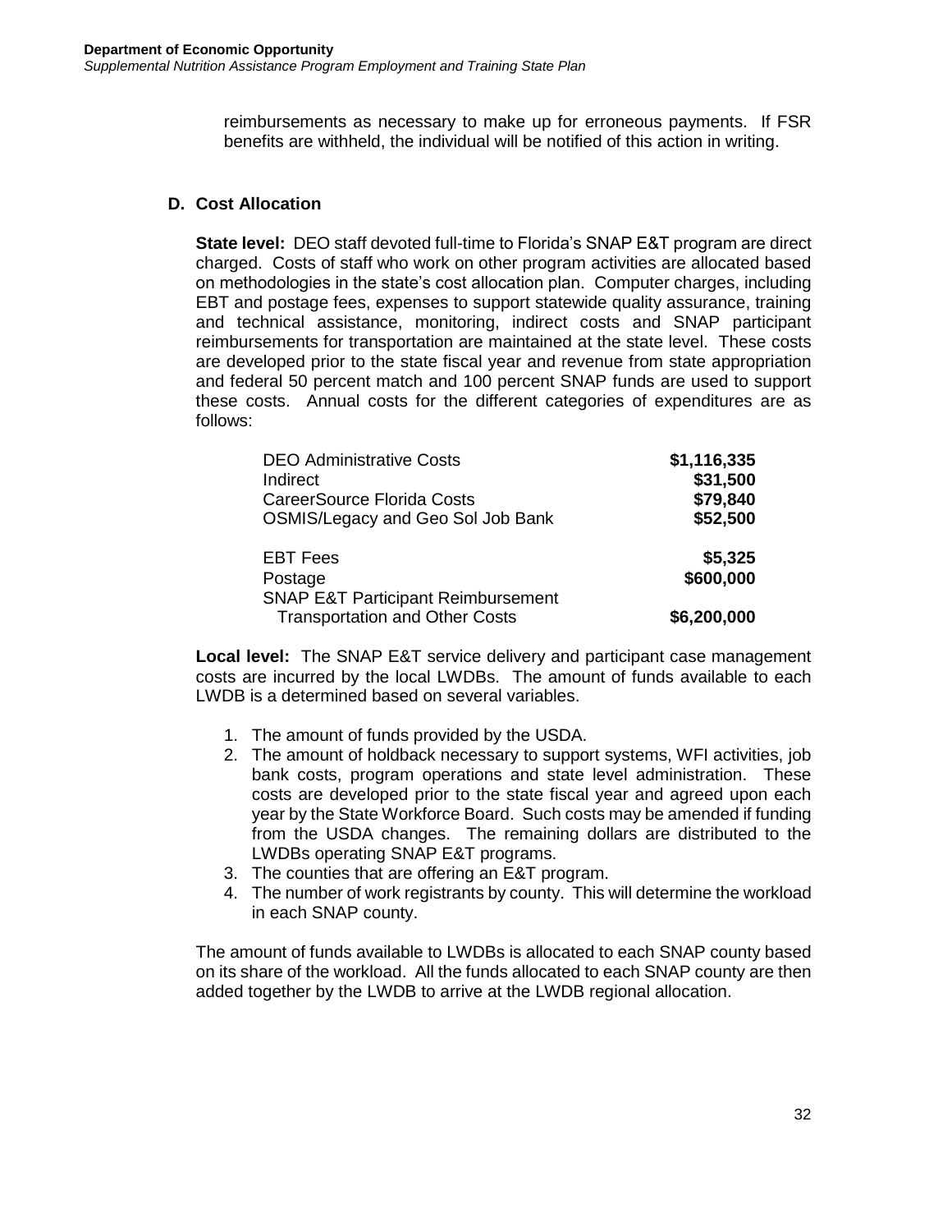reimbursements as necessary to make up for erroneous payments. If FSR benefits are withheld, the individual will be notified of this action in writing.

## D. Cost Allocation

**State level:** DEO staff devoted full-time to Florida's SNAP E&T program are direct charged. Costs of staff who work on other program activities are allocated based on methodologies in the state's cost allocation plan. Computer charges, including EBT and postage fees, expenses to support statewide quality assurance, training and technical assistance, monitoring, indirect costs and SNAP participant reimbursements for transportation are maintained at the state level. These costs are developed prior to the state fiscal year and revenue from state appropriation and federal 50 percent match and 100 percent SNAP funds are used to support these costs. Annual costs for the different categories of expenditures are as follows:

| Category | Amount |
|---|---|
| DEO Administrative Costs | **$1,116,335** |
| Indirect | **$31,500** |
| CareerSource Florida Costs | **$79,840** |
| OSMIS/Legacy and Geo Sol Job Bank | **$52,500** |
| EBT Fees | **$5,325** |
| Postage | **$600,000** |
| SNAP E&T Participant Reimbursement Transportation and Other Costs | **$6,200,000** |

**Local level:** The SNAP E&T service delivery and participant case management costs are incurred by the local LWDBs. The amount of funds available to each LWDB is a determined based on several variables.

1. The amount of funds provided by the USDA.
2. The amount of holdback necessary to support systems, WFI activities, job bank costs, program operations and state level administration. These costs are developed prior to the state fiscal year and agreed upon each year by the State Workforce Board. Such costs may be amended if funding from the USDA changes. The remaining dollars are distributed to the LWDBs operating SNAP E&T programs.
3. The counties that are offering an E&T program.
4. The number of work registrants by county. This will determine the workload in each SNAP county.

The amount of funds available to LWDBs is allocated to each SNAP county based on its share of the workload. All the funds allocated to each SNAP county are then added together by the LWDB to arrive at the LWDB regional allocation.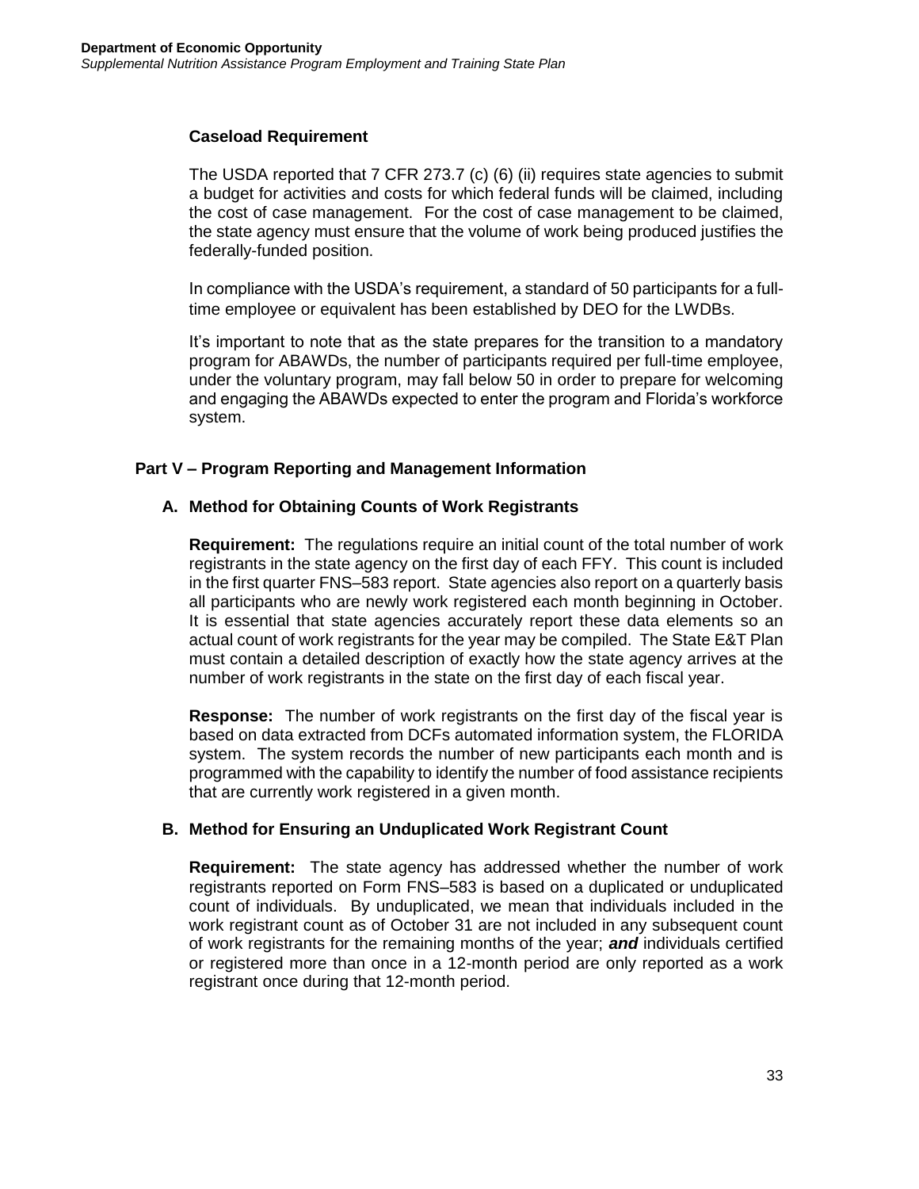### Caseload Requirement

The USDA reported that 7 CFR 273.7 (c) (6) (ii) requires state agencies to submit a budget for activities and costs for which federal funds will be claimed, including the cost of case management. For the cost of case management to be claimed, the state agency must ensure that the volume of work being produced justifies the federally-funded position.

In compliance with the USDA's requirement, a standard of 50 participants for a full-time employee or equivalent has been established by DEO for the LWDBs.

It's important to note that as the state prepares for the transition to a mandatory program for ABAWDs, the number of participants required per full-time employee, under the voluntary program, may fall below 50 in order to prepare for welcoming and engaging the ABAWDs expected to enter the program and Florida's workforce system.

## Part V – Program Reporting and Management Information

### A. Method for Obtaining Counts of Work Registrants

**Requirement:** The regulations require an initial count of the total number of work registrants in the state agency on the first day of each FFY. This count is included in the first quarter FNS–583 report. State agencies also report on a quarterly basis all participants who are newly work registered each month beginning in October. It is essential that state agencies accurately report these data elements so an actual count of work registrants for the year may be compiled. The State E&T Plan must contain a detailed description of exactly how the state agency arrives at the number of work registrants in the state on the first day of each fiscal year.

**Response:** The number of work registrants on the first day of the fiscal year is based on data extracted from DCFs automated information system, the FLORIDA system. The system records the number of new participants each month and is programmed with the capability to identify the number of food assistance recipients that are currently work registered in a given month.

### B. Method for Ensuring an Unduplicated Work Registrant Count

**Requirement:** The state agency has addressed whether the number of work registrants reported on Form FNS–583 is based on a duplicated or unduplicated count of individuals. By unduplicated, we mean that individuals included in the work registrant count as of October 31 are not included in any subsequent count of work registrants for the remaining months of the year; ***and*** individuals certified or registered more than once in a 12-month period are only reported as a work registrant once during that 12-month period.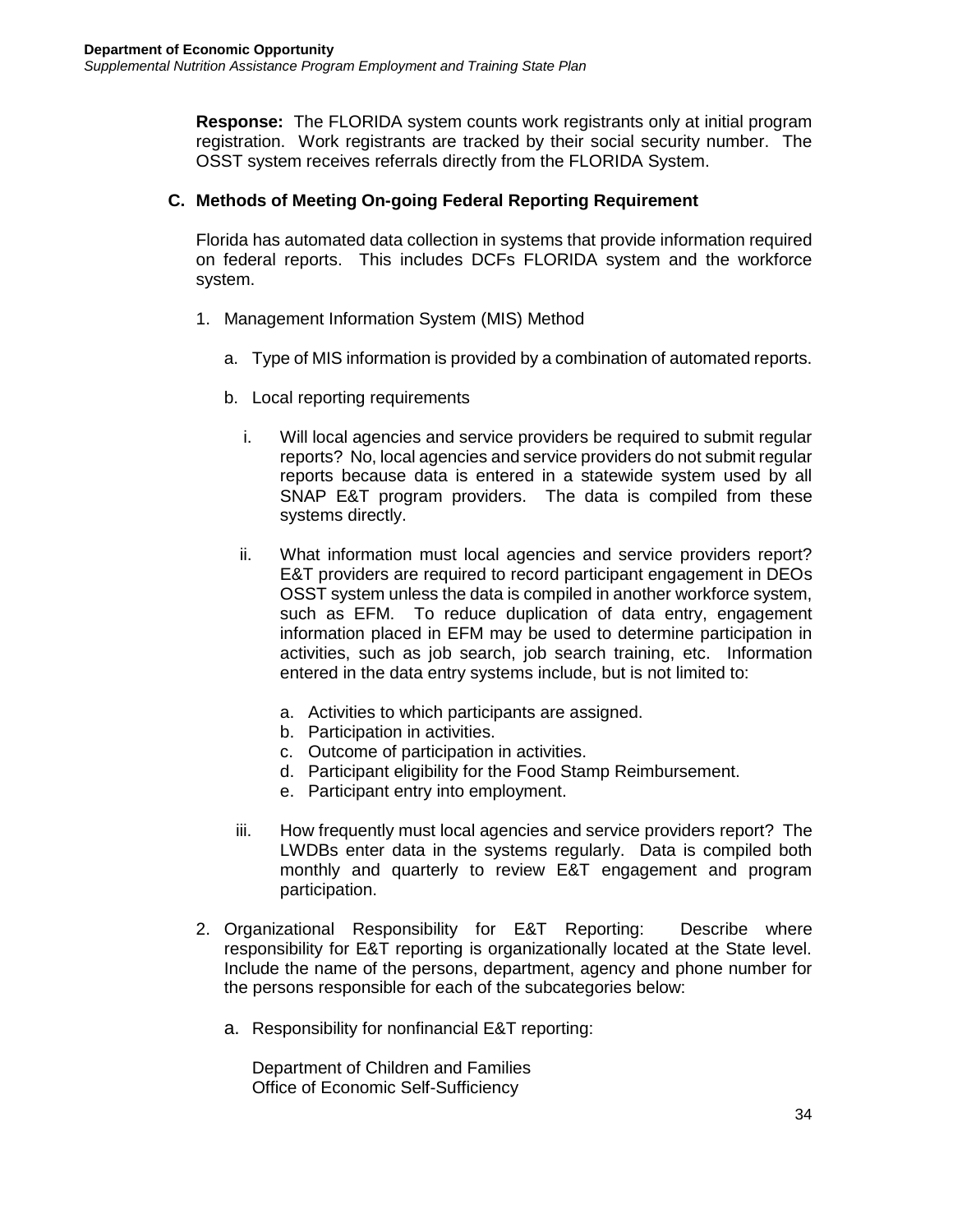**Response:** The FLORIDA system counts work registrants only at initial program registration. Work registrants are tracked by their social security number. The OSST system receives referrals directly from the FLORIDA System.

### C. Methods of Meeting On-going Federal Reporting Requirement

Florida has automated data collection in systems that provide information required on federal reports. This includes DCFs FLORIDA system and the workforce system.

1. Management Information System (MIS) Method

   a. Type of MIS information is provided by a combination of automated reports.

   b. Local reporting requirements

      i. Will local agencies and service providers be required to submit regular reports? No, local agencies and service providers do not submit regular reports because data is entered in a statewide system used by all SNAP E&T program providers. The data is compiled from these systems directly.

      ii. What information must local agencies and service providers report? E&T providers are required to record participant engagement in DEOs OSST system unless the data is compiled in another workforce system, such as EFM. To reduce duplication of data entry, engagement information placed in EFM may be used to determine participation in activities, such as job search, job search training, etc. Information entered in the data entry systems include, but is not limited to:

         a. Activities to which participants are assigned.
         b. Participation in activities.
         c. Outcome of participation in activities.
         d. Participant eligibility for the Food Stamp Reimbursement.
         e. Participant entry into employment.

      iii. How frequently must local agencies and service providers report? The LWDBs enter data in the systems regularly. Data is compiled both monthly and quarterly to review E&T engagement and program participation.

2. Organizational Responsibility for E&T Reporting: Describe where responsibility for E&T reporting is organizationally located at the State level. Include the name of the persons, department, agency and phone number for the persons responsible for each of the subcategories below:

   a. Responsibility for nonfinancial E&T reporting:

      Department of Children and Families
      Office of Economic Self-Sufficiency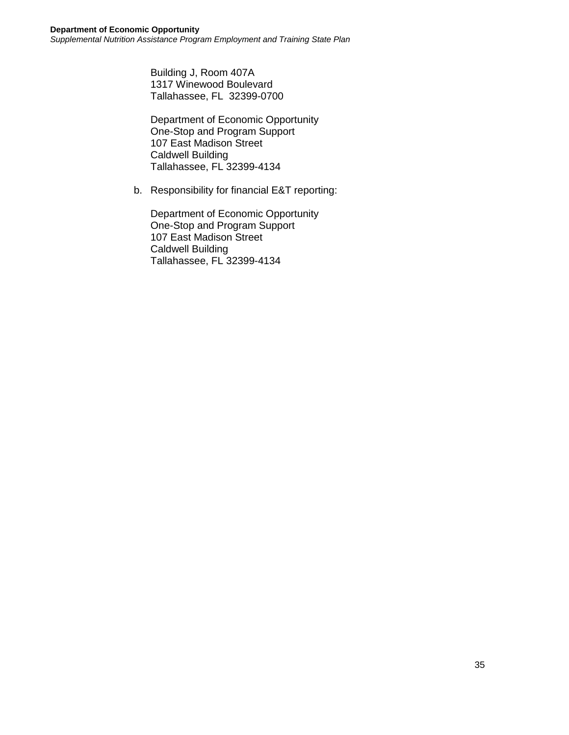Building J, Room 407A
1317 Winewood Boulevard
Tallahassee, FL  32399-0700

Department of Economic Opportunity
One-Stop and Program Support
107 East Madison Street
Caldwell Building
Tallahassee, FL 32399-4134

b. Responsibility for financial E&T reporting:

Department of Economic Opportunity
One-Stop and Program Support
107 East Madison Street
Caldwell Building
Tallahassee, FL 32399-4134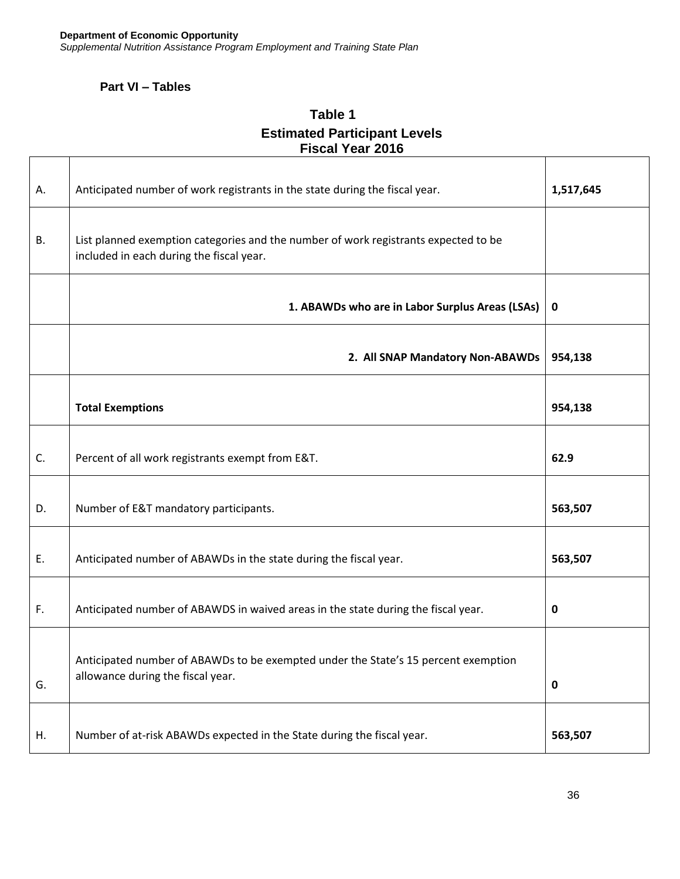## Part VI – Tables

### Table 1
### Estimated Participant Levels
### Fiscal Year 2016

| | | |
|---|---|---|
| A. | Anticipated number of work registrants in the state during the fiscal year. | **1,517,645** |
| B. | List planned exemption categories and the number of work registrants expected to be included in each during the fiscal year. | |
| | **1. ABAWDs who are in Labor Surplus Areas (LSAs)** | **0** |
| | **2. All SNAP Mandatory Non-ABAWDs** | **954,138** |
| | **Total Exemptions** | **954,138** |
| C. | Percent of all work registrants exempt from E&T. | **62.9** |
| D. | Number of E&T mandatory participants. | **563,507** |
| E. | Anticipated number of ABAWDs in the state during the fiscal year. | **563,507** |
| F. | Anticipated number of ABAWDS in waived areas in the state during the fiscal year. | **0** |
| G. | Anticipated number of ABAWDs to be exempted under the State's 15 percent exemption allowance during the fiscal year. | **0** |
| H. | Number of at-risk ABAWDs expected in the State during the fiscal year. | **563,507** |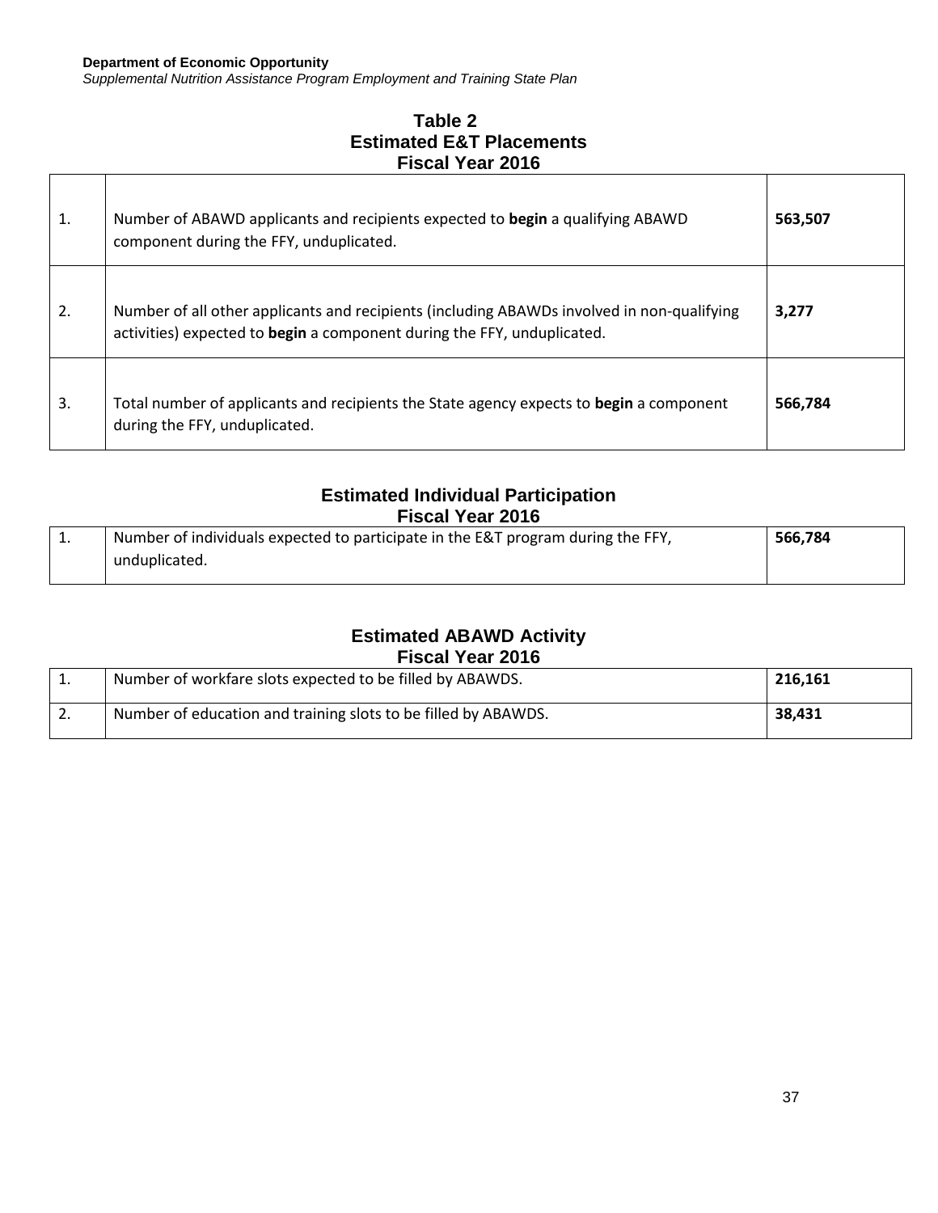## Table 2
## Estimated E&T Placements
## Fiscal Year 2016

| | | |
|---|---|---|
| 1. | Number of ABAWD applicants and recipients expected to **begin** a qualifying ABAWD component during the FFY, unduplicated. | **563,507** |
| 2. | Number of all other applicants and recipients (including ABAWDs involved in non-qualifying activities) expected to **begin** a component during the FFY, unduplicated. | **3,277** |
| 3. | Total number of applicants and recipients the State agency expects to **begin** a component during the FFY, unduplicated. | **566,784** |

## Estimated Individual Participation
## Fiscal Year 2016

| | | |
|---|---|---|
| 1. | Number of individuals expected to participate in the E&T program during the FFY, unduplicated. | **566,784** |

## Estimated ABAWD Activity
## Fiscal Year 2016

| | | |
|---|---|---|
| 1. | Number of workfare slots expected to be filled by ABAWDS. | **216,161** |
| 2. | Number of education and training slots to be filled by ABAWDS. | **38,431** |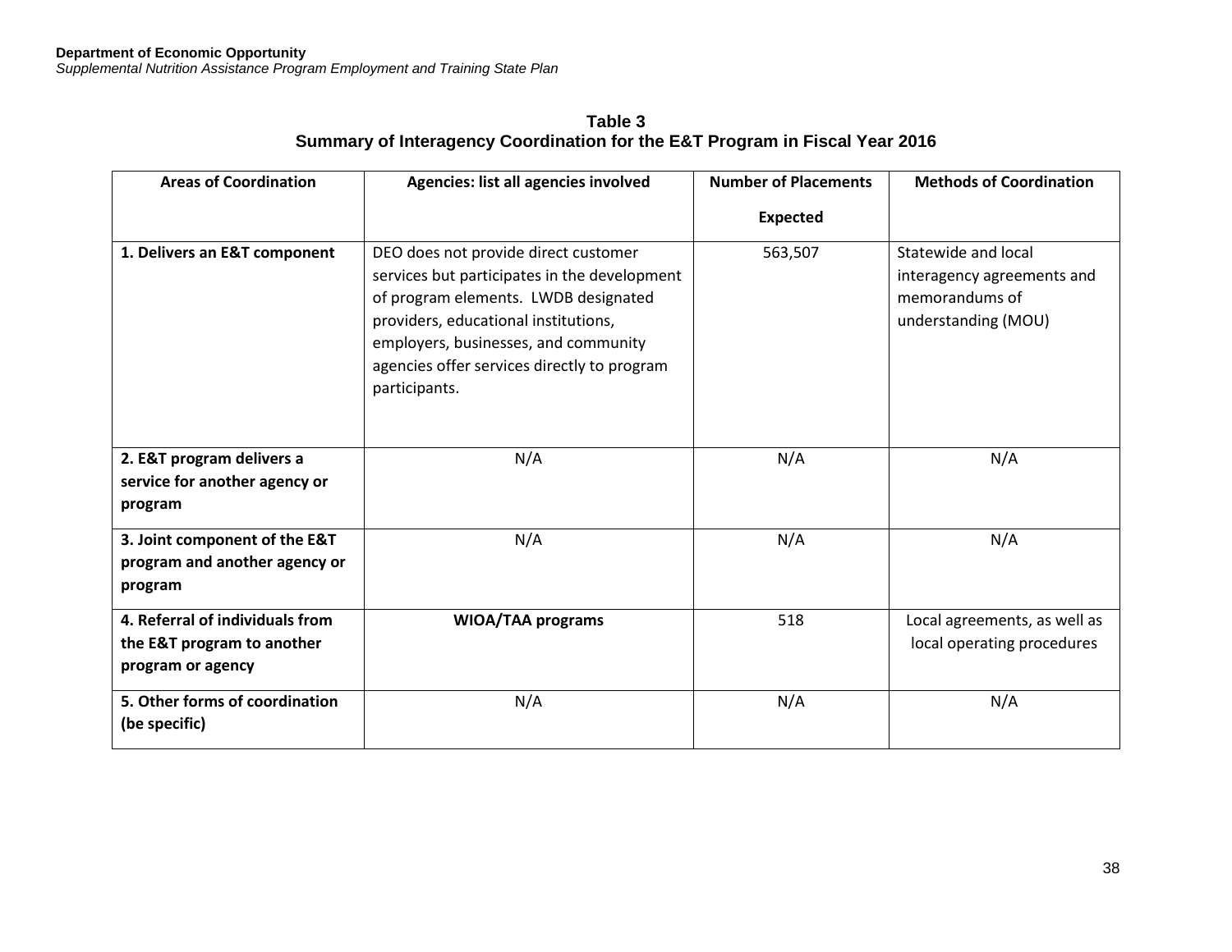**Table 3**
**Summary of Interagency Coordination for the E&T Program in Fiscal Year 2016**

| Areas of Coordination | Agencies: list all agencies involved | Number of Placements Expected | Methods of Coordination |
|---|---|---|---|
| **1. Delivers an E&T component** | DEO does not provide direct customer services but participates in the development of program elements. LWDB designated providers, educational institutions, employers, businesses, and community agencies offer services directly to program participants. | 563,507 | Statewide and local interagency agreements and memorandums of understanding (MOU) |
| **2. E&T program delivers a service for another agency or program** | N/A | N/A | N/A |
| **3. Joint component of the E&T program and another agency or program** | N/A | N/A | N/A |
| **4. Referral of individuals from the E&T program to another program or agency** | **WIOA/TAA programs** | 518 | Local agreements, as well as local operating procedures |
| **5. Other forms of coordination (be specific)** | N/A | N/A | N/A |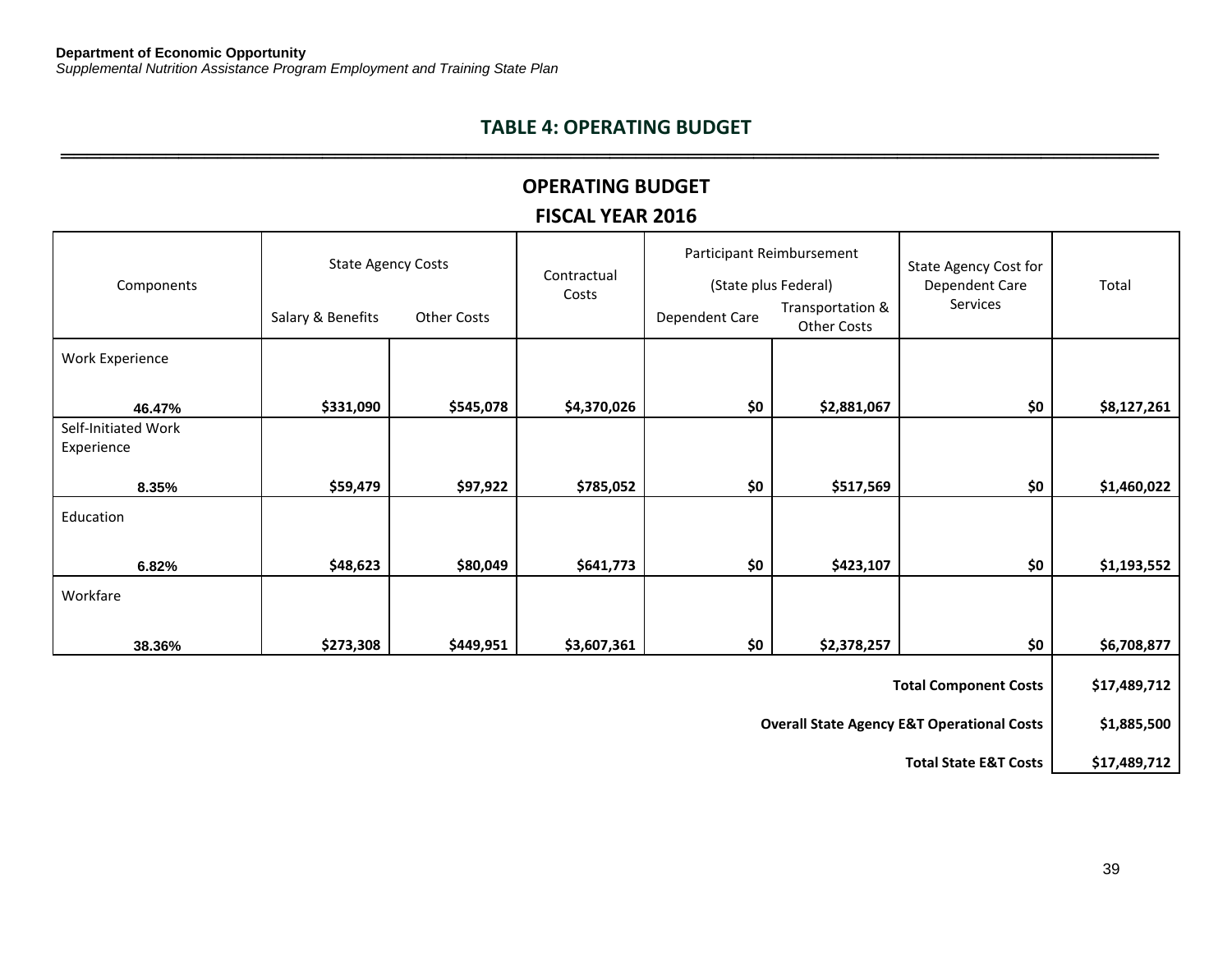## TABLE 4: OPERATING BUDGET

### OPERATING BUDGET
### FISCAL YEAR 2016

| Components | State Agency Costs | | Contractual Costs | Participant Reimbursement (State plus Federal) | | State Agency Cost for Dependent Care Services | Total |
|---|---|---|---|---|---|---|---|
| | Salary & Benefits | Other Costs | | Dependent Care | Transportation & Other Costs | | |
| Work Experience 46.47% | $331,090 | $545,078 | $4,370,026 | $0 | $2,881,067 | $0 | $8,127,261 |
| Self-Initiated Work Experience 8.35% | $59,479 | $97,922 | $785,052 | $0 | $517,569 | $0 | $1,460,022 |
| Education 6.82% | $48,623 | $80,049 | $641,773 | $0 | $423,107 | $0 | $1,193,552 |
| Workfare 38.36% | $273,308 | $449,951 | $3,607,361 | $0 | $2,378,257 | $0 | $6,708,877 |
| | | | | | | **Total Component Costs** | **$17,489,712** |
| | | | | | | **Overall State Agency E&T Operational Costs** | **$1,885,500** |
| | | | | | | **Total State E&T Costs** | **$17,489,712** |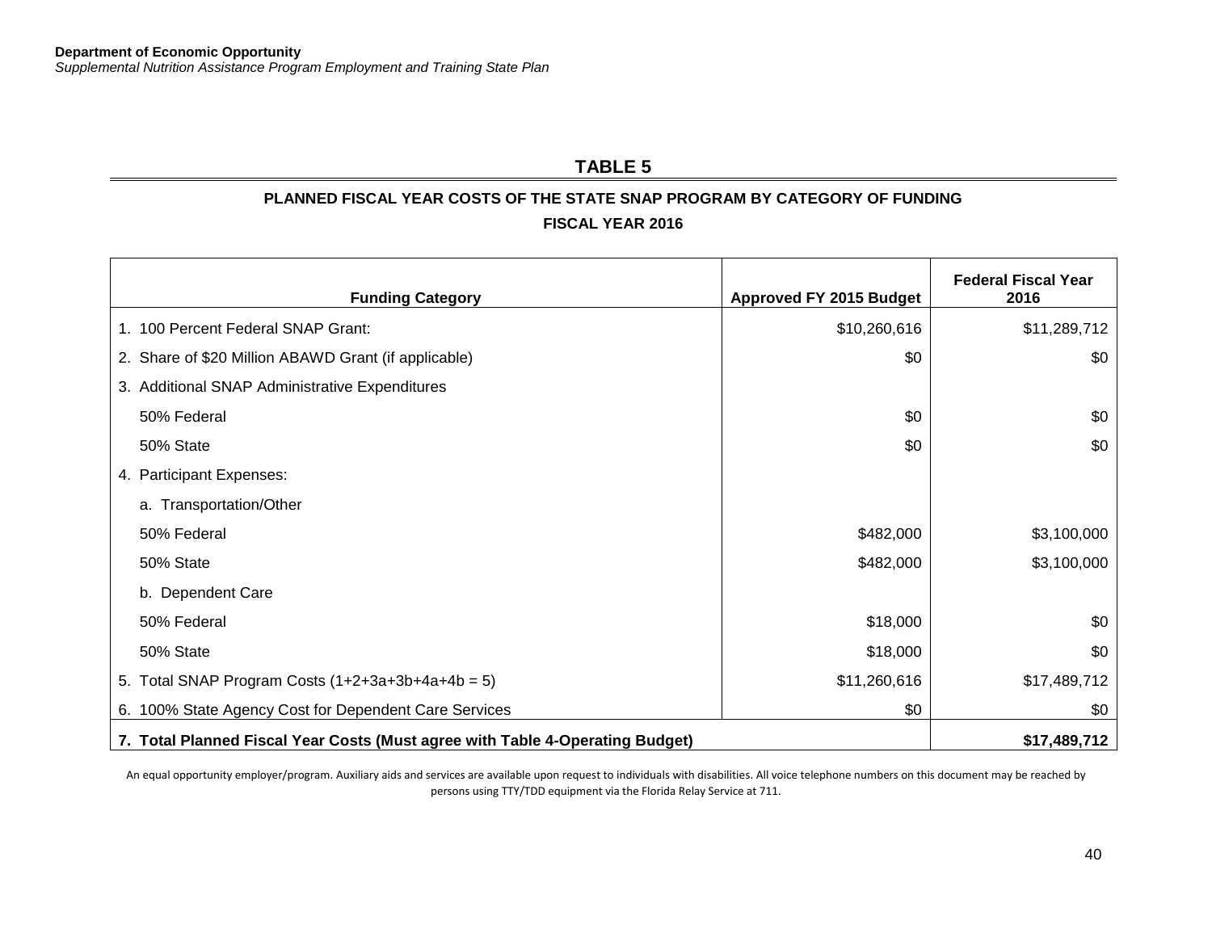# TABLE 5

## PLANNED FISCAL YEAR COSTS OF THE STATE SNAP PROGRAM BY CATEGORY OF FUNDING

## FISCAL YEAR 2016

| Funding Category | Approved FY 2015 Budget | Federal Fiscal Year 2016 |
|---|---|---|
| 1. 100 Percent Federal SNAP Grant: | $10,260,616 | $11,289,712 |
| 2. Share of $20 Million ABAWD Grant (if applicable) | $0 | $0 |
| 3. Additional SNAP Administrative Expenditures | | |
| 50% Federal | $0 | $0 |
| 50% State | $0 | $0 |
| 4. Participant Expenses: | | |
| a. Transportation/Other | | |
| 50% Federal | $482,000 | $3,100,000 |
| 50% State | $482,000 | $3,100,000 |
| b. Dependent Care | | |
| 50% Federal | $18,000 | $0 |
| 50% State | $18,000 | $0 |
| 5. Total SNAP Program Costs (1+2+3a+3b+4a+4b = 5) | $11,260,616 | $17,489,712 |
| 6. 100% State Agency Cost for Dependent Care Services | $0 | $0 |
| **7. Total Planned Fiscal Year Costs (Must agree with Table 4-Operating Budget)** | | **$17,489,712** |

An equal opportunity employer/program. Auxiliary aids and services are available upon request to individuals with disabilities. All voice telephone numbers on this document may be reached by persons using TTY/TDD equipment via the Florida Relay Service at 711.